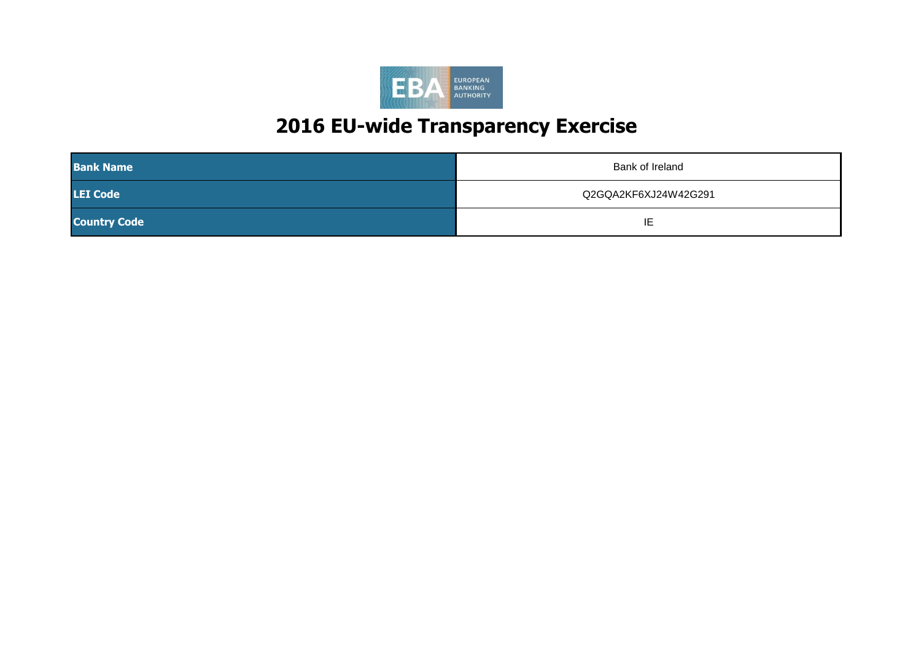# 2016 EU-wide Transparency Exercise

| Bank Name | Bank of Ireland |
|---|---|
| LEI Code | Q2GQA2KF6XJ24W42G291 |
| Country Code | IE |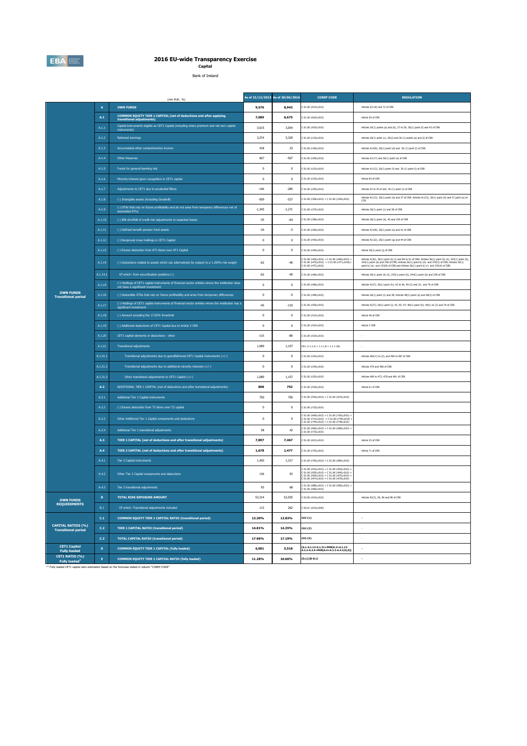# 2016 EU-wide Transparency Exercise

**Capital**

Bank of Ireland

| | | (mln EUR, %) | As of 31/12/2015 | As of 30/06/2016 | COREP CODE | REGULATION |
|---|---|---|---|---|---|---|
| OWN FUNDS Transitional period | A | **OWN FUNDS** | **9,576** | **8,943** | C 01.00 (r010,c010) | Articles 4(118) and 72 of CRR |
| | A.1 | **COMMON EQUITY TIER 1 CAPITAL (net of deductions and after applying transitional adjustments)** | **7,089** | **6,675** | C 01.00 (r020,c010) | Article 50 of CRR |
| | A.1.1 | Capital instruments eligible as CET1 Capital (including share premium and net own capital instruments) | 3,615 | 3,054 | C 01.00 (r030,c010) | Articles 26(1) points (a) and (b), 27 to 29, 36(1) point (f) and 42 of CRR |
| | A.1.2 | Retained earnings | 3,574 | 5,329 | C 01.00 (r130,c010) | Articles 26(1) point (c), 26(2) and 36 (1) points (a) and (l) of CRR |
| | A.1.3 | Accumulated other comprehensive income | 418 | 23 | C 01.00 (r180,c010) | Articles 4(100), 26(1) point (d) and 36 (1) point (l) of CRR |
| | A.1.4 | Other Reserves | 667 | -507 | C 01.00 (r200,c010) | Articles 4(117) and 26(1) point (e) of CRR |
| | A.1.5 | Funds for general banking risk | 0 | 0 | C 01.00 (r210,c010) | Articles 4(112), 26(1) point (f) and 36 (1) point (l) of CRR |
| | A.1.6 | Minority interest given recognition in CET1 capital | 0 | 0 | C 01.00 (r230,c010) | Article 84 of CRR |
| | A.1.7 | Adjustments to CET1 due to prudential filters | -146 | -285 | C 01.00 (r250,c010) | Articles 32 to 35 of and 36 (1) point (l) of CRR |
| | A.1.8 | (-) Intangible assets (including Goodwill) | -509 | -527 | C 01.00 (r300,c010) + C 01.00 (r340,c010) | Articles 4(113), 36(1) point (b) and 37 of CRR. Articles 4(115), 36(1) point (b) and 37 point (a) of CCR |
| | A.1.9 | (-) DTAs that rely on future profitability and do not arise from temporary differences net of associated DTLs | -1,345 | -1,271 | C 01.00 (r370,c010) | Articles 36(1) point (c) and 38 of CRR |
| | A.1.10 | (-) IRB shortfall of credit risk adjustments to expected losses | -35 | -64 | C 01.00 (r380,c010) | Articles 36(1) point (d), 40 and 159 of CRR |
| | A.1.11 | (-) Defined benefit pension fund assets | -16 | -3 | C 01.00 (r390,c010) | Articles 4(109), 36(1) point (e) and 41 of CRR |
| | A.1.12 | (-) Reciprocal cross holdings in CET1 Capital | 0 | 0 | C 01.00 (r430,c010) | Articles 4(122), 36(1) point (g) and 44 of CRR |
| | A.1.13 | (-) Excess deduction from AT1 items over AT1 Capital | 0 | 0 | C 01.00 (r440,c010) | Article 36(1) point (j) of CRR |
| | A.1.14 | (-) Deductions related to assets which can alternatively be subject to a 1.250% risk weight | -62 | -40 | C 01.00 (r450,c010) + C 01.00 (r460,c010) + C 01.00 (r470,c010) + C 01.00 (r471,c010)+ C 01.00 (r472,c010) | Articles 4(36), 36(1) point (k) (i) and 89 to 91 of CRR; Articles 36(1) point (k) (ii), 243(1) point (b), 244(1) point (b) and 258 of CRR; Articles 36(1) point k) (iii) and 379(3) of CRR; Articles 36(1) point k) (iv) and 153(8) of CRR and Articles 36(1) point k) (v) and 155(4) of CRR. |
| | A.1.14.1 | Of which: from securitisation positions (-) | -62 | -40 | C 01.00 (r460,c010) | Articles 36(1) point (k) (ii), 243(1) point (b), 244(1) point (b) and 258 of CRR |
| | A.1.15 | (-) Holdings of CET1 capital instruments of financial sector entities where the institution does not have a significant investment | 0 | 0 | C 01.00 (r480,c010) | Articles 4(27), 36(1) point (h); 43 to 46, 49 (2) and (3) and 79 of CRR |
| | A.1.16 | (-) Deductible DTAs that rely on future profitability and arise from temporary differences | 0 | 0 | C 01.00 (r490,c010) | Articles 36(1) point (c) and 38; Articles 48(1) point (a) and 48(2) of CRR |
| | A.1.17 | (-) Holdings of CET1 capital instruments of financial sector entities where the institution has a significant investment | -45 | -110 | C 01.00 (r500,c010) | Articles 4(27); 36(1) point (i); 43, 45; 47; 48(1) point (b); 49(1) to (3) and 79 of CRR |
| | A.1.18 | (-) Amount exceding the 17.65% threshold | 0 | 0 | C 01.00 (r510,c010) | Article 48 of CRR |
| | A.1.19 | (-) Additional deductions of CET1 Capital due to Article 3 CRR | 0 | 0 | C 01.00 (r524,c010) | Article 3 CRR |
| | A.1.20 | CET1 capital elements or deductions - other | -115 | -80 | C 01.00 (r529,c010) | - |
| | A.1.21 | Transitional adjustments | 1,089 | 1,157 | CA1 {1.1.1.6 + 1.1.1.8 + 1.1.1.26} | - |
| | A.1.21.1 | Transitional adjustments due to grandfathered CET1 Capital instruments (+/-) | 0 | 0 | C 01.00 (r220,c010) | Articles 483(1) to (3), and 484 to 487 of CRR |
| | A.1.21.2 | Transitional adjustments due to additional minority interests (+/-) | 0 | 0 | C 01.00 (r240,c010) | Articles 479 and 480 of CRR |
| | A.1.21.3 | Other transitional adjustments to CET1 Capital (+/-) | 1,089 | 1,157 | C 01.00 (r520,c010) | Articles 469 to 472, 478 and 481 of CRR |
| | A.2 | ADDITIONAL TIER 1 CAPITAL (net of deductions and after transitional adjustments) | **808** | **792** | C 01.00 (r530,c010) | Article 61 of CRR |
| | A.2.1 | Additional Tier 1 Capital instruments | 750 | 750 | C 01.00 (r540,c010) + C 01.00 (r670,c010) | |
| | A.2.2 | (-) Excess deduction from T2 items over T2 capital | 0 | 0 | C 01.00 (r720,c010) | |
| | A.2.3 | Other Additional Tier 1 Capital components and deductions | 0 | 0 | C 01.00 (r690,c010) + C 01.00 (r700,c010) + C 01.00 (r710,c010) + C 01.00 (r740,c010) + C 01.00 (r744,c010) + C 01.00 (r748,c010) | |
| | A.2.4 | Additional Tier 1 transitional adjustments | 58 | 42 | C 01.00 (r660,c010) + C 01.00 (r680,c010) + C 01.00 (r730,c010) | |
| | A.3 | **TIER 1 CAPITAL (net of deductions and after transitional adjustments)** | **7,897** | **7,467** | C 01.00 (r015,c010) | Article 25 of CRR |
| | A.4 | **TIER 2 CAPITAL (net of deductions and after transitional adjustments)** | **1,678** | **1,477** | C 01.00 (r750,c010) | Article 71 of CRR |
| | A.4.1 | Tier 2 Capital instruments | 1,450 | 1,317 | C 01.00 (r760,c010) + C 01.00 (r890,c010) | |
| | A.4.2 | Other Tier 2 Capital components and deductions | 136 | 92 | C 01.00 (r910,c010) + C 01.00 (r920,c010) + C 01.00 (r930,c010) + C 01.00 (r940,c010) + C 01.00 (r950,c010) + C 01.00 (r970,c010) + C 01.00 (r974,c010) + C 01.00 (r978,c010) | |
| | A.4.3 | Tier 2 transitional adjustments | 93 | 68 | C 01.00 (r880,c010) + C 01.00 (r900,c010) + C 01.00 (r960,c010) | |
| OWN FUNDS REQUIREMENTS | B | **TOTAL RISK EXPOSURE AMOUNT** | 53,314 | 52,035 | C 02.00 (r010,c010) | Articles 92(3), 95, 96 and 98 of CRR |
| | B.1 | Of which: Transitional adjustments included | 113 | 262 | C 05.01 (r010;c040) | |
| CAPITAL RATIOS (%) Transitional period | C.1 | **COMMON EQUITY TIER 1 CAPITAL RATIO (transitional period)** | **13.30%** | **12.83%** | CA3 {1} | - |
| | C.2 | **TIER 1 CAPITAL RATIO (transitional period)** | **14.81%** | **14.35%** | CA3 {3} | - |
| | C.3 | **TOTAL CAPITAL RATIO (transitional period)** | **17.96%** | **17.19%** | CA3 {5} | - |
| CET1 Capital Fully loaded | D | **COMMON EQUITY TIER 1 CAPITAL (fully loaded)** | **6,001** | **5,518** | [A.1-A.1.13-A.1.21+MIN(A.2+A.1.13-A.2.2-A.2.4+MIN(A.4+A.2.2-A.4.3,0),0)] | - |
| CET1 RATIO (%) Fully loaded[1] | E | **COMMON EQUITY TIER 1 CAPITAL RATIO (fully loaded)** | **11.28%** | **10.66%** | [D.1]/[B-B.1] | - |

(1) Fully loaded CET1 capital ratio estimation based on the formulae stated in column "COREP CODE"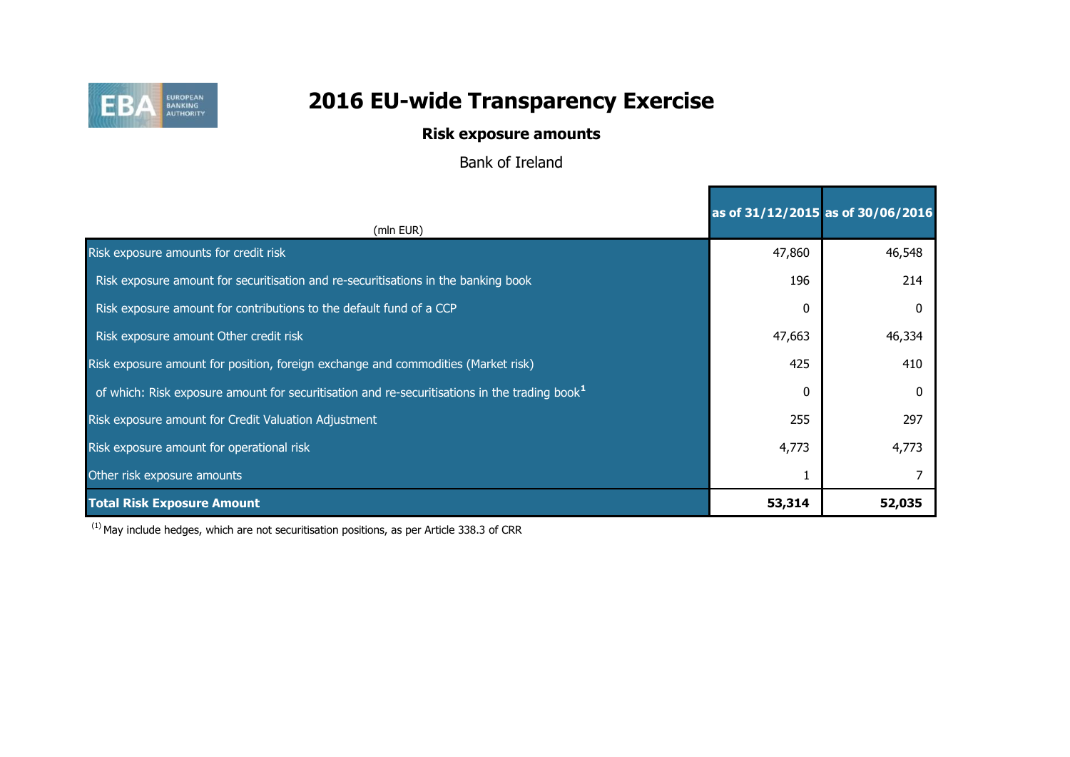# 2016 EU-wide Transparency Exercise

## Risk exposure amounts

Bank of Ireland

| (mln EUR) | as of 31/12/2015 | as of 30/06/2016 |
|---|---|---|
| Risk exposure amounts for credit risk | 47,860 | 46,548 |
| Risk exposure amount for securitisation and re-securitisations in the banking book | 196 | 214 |
| Risk exposure amount for contributions to the default fund of a CCP | 0 | 0 |
| Risk exposure amount Other credit risk | 47,663 | 46,334 |
| Risk exposure amount for position, foreign exchange and commodities (Market risk) | 425 | 410 |
| of which: Risk exposure amount for securitisation and re-securitisations in the trading book[1] | 0 | 0 |
| Risk exposure amount for Credit Valuation Adjustment | 255 | 297 |
| Risk exposure amount for operational risk | 4,773 | 4,773 |
| Other risk exposure amounts | 1 | 7 |
| **Total Risk Exposure Amount** | **53,314** | **52,035** |

[1] May include hedges, which are not securitisation positions, as per Article 338.3 of CRR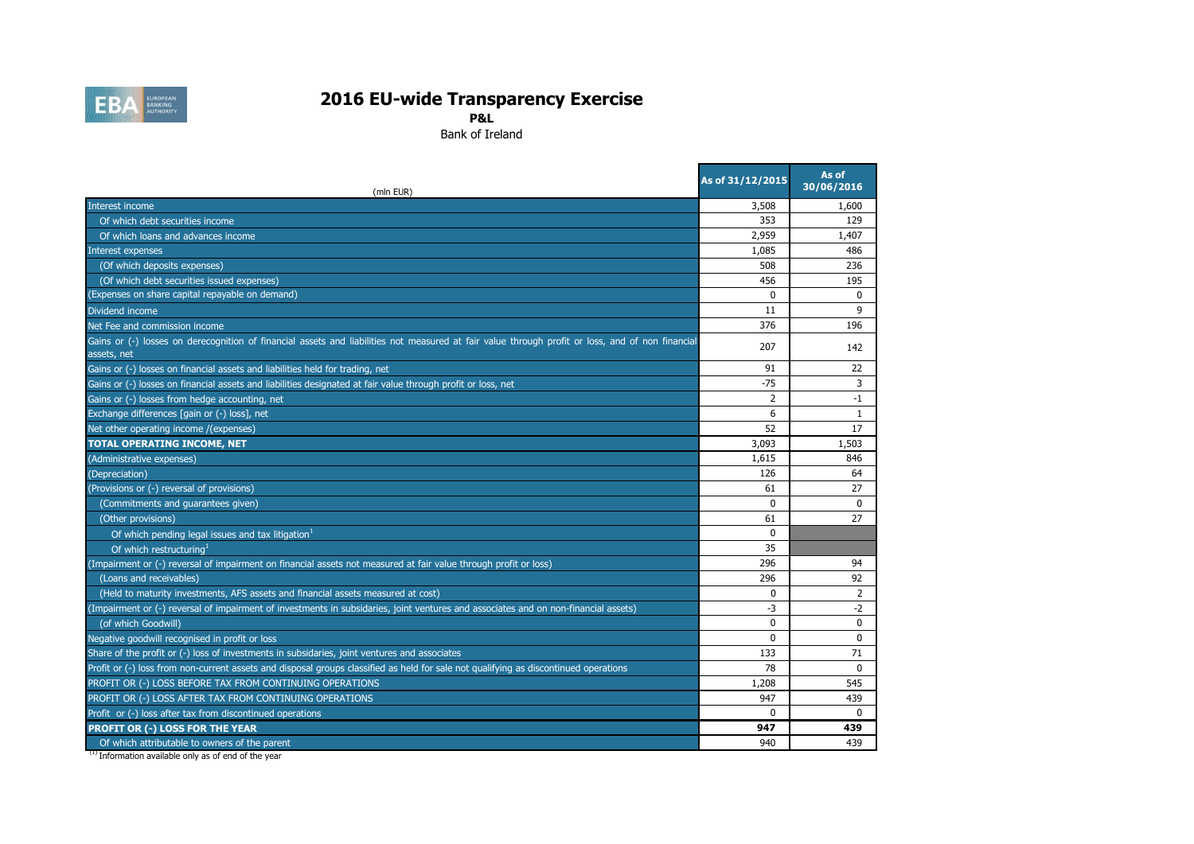# 2016 EU-wide Transparency Exercise

**P&L**

Bank of Ireland

| (mln EUR) | As of 31/12/2015 | As of 30/06/2016 |
|---|---|---|
| Interest income | 3,508 | 1,600 |
| Of which debt securities income | 353 | 129 |
| Of which loans and advances income | 2,959 | 1,407 |
| Interest expenses | 1,085 | 486 |
| (Of which deposits expenses) | 508 | 236 |
| (Of which debt securities issued expenses) | 456 | 195 |
| (Expenses on share capital repayable on demand) | 0 | 0 |
| Dividend income | 11 | 9 |
| Net Fee and commission income | 376 | 196 |
| Gains or (-) losses on derecognition of financial assets and liabilities not measured at fair value through profit or loss, and of non financial assets, net | 207 | 142 |
| Gains or (-) losses on financial assets and liabilities held for trading, net | 91 | 22 |
| Gains or (-) losses on financial assets and liabilities designated at fair value through profit or loss, net | -75 | 3 |
| Gains or (-) losses from hedge accounting, net | 2 | -1 |
| Exchange differences [gain or (-) loss], net | 6 | 1 |
| Net other operating income /(expenses) | 52 | 17 |
| **TOTAL OPERATING INCOME, NET** | 3,093 | 1,503 |
| (Administrative expenses) | 1,615 | 846 |
| (Depreciation) | 126 | 64 |
| (Provisions or (-) reversal of provisions) | 61 | 27 |
| (Commitments and guarantees given) | 0 | 0 |
| (Other provisions) | 61 | 27 |
| Of which pending legal issues and tax litigation[1] | 0 | |
| Of which restructuring[1] | 35 | |
| (Impairment or (-) reversal of impairment on financial assets not measured at fair value through profit or loss) | 296 | 94 |
| (Loans and receivables) | 296 | 92 |
| (Held to maturity investments, AFS assets and financial assets measured at cost) | 0 | 2 |
| (Impairment or (-) reversal of impairment of investments in subsidaries, joint ventures and associates and on non-financial assets) | -3 | -2 |
| (of which Goodwill) | 0 | 0 |
| Negative goodwill recognised in profit or loss | 0 | 0 |
| Share of the profit or (-) loss of investments in subsidaries, joint ventures and associates | 133 | 71 |
| Profit or (-) loss from non-current assets and disposal groups classified as held for sale not qualifying as discontinued operations | 78 | 0 |
| PROFIT OR (-) LOSS BEFORE TAX FROM CONTINUING OPERATIONS | 1,208 | 545 |
| PROFIT OR (-) LOSS AFTER TAX FROM CONTINUING OPERATIONS | 947 | 439 |
| Profit or (-) loss after tax from discontinued operations | 0 | 0 |
| **PROFIT OR (-) LOSS FOR THE YEAR** | **947** | **439** |
| Of which attributable to owners of the parent | 940 | 439 |

[1] Information available only as of end of the year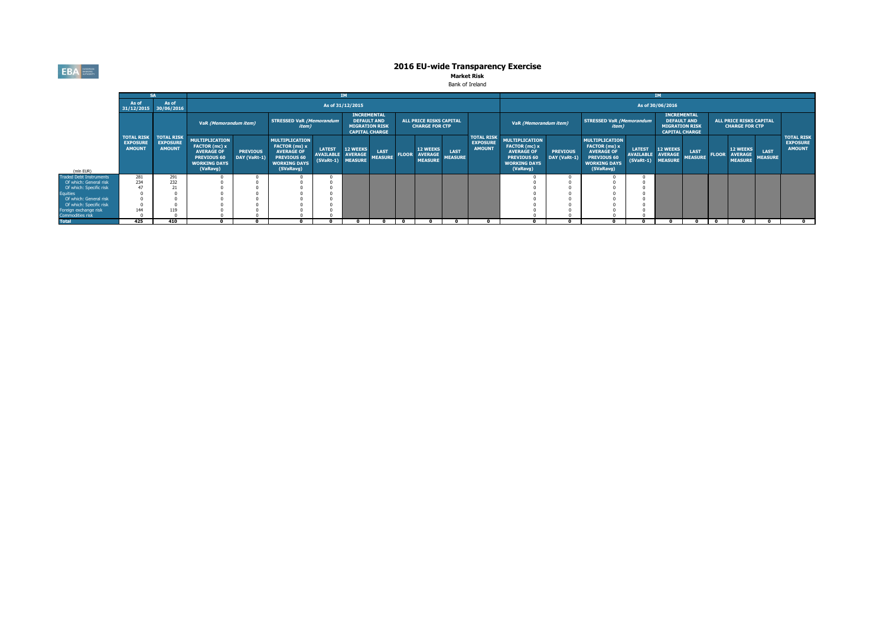# 2016 EU-wide Transparency Exercise

**Market Risk**

Bank of Ireland

| | SA | | IM | | | | | | | | | | | | IM | | | | | | | | | | | |
|---|---|---|---|---|---|---|---|---|---|---|---|---|---|---|---|---|---|---|---|---|---|---|---|---|---|---|
| | As of 31/12/2015 | As of 30/06/2016 | As of 31/12/2015 | | | | | | | | | | | | As of 30/06/2016 | | | | | | | | | | | |
| | | | VaR *(Memorandum item)* | | STRESSED VaR *(Memorandum item)* | | INCREMENTAL DEFAULT AND MIGRATION RISK CAPITAL CHARGE | | ALL PRICE RISKS CAPITAL CHARGE FOR CTP | | | | | | VaR *(Memorandum item)* | | STRESSED VaR *(Memorandum item)* | | INCREMENTAL DEFAULT AND MIGRATION RISK CAPITAL CHARGE | | ALL PRICE RISKS CAPITAL CHARGE FOR CTP | | | | | |
| (mln EUR) | TOTAL RISK EXPOSURE AMOUNT | TOTAL RISK EXPOSURE AMOUNT | MULTIPLICATION FACTOR (mc) x AVERAGE OF PREVIOUS 60 WORKING DAYS (VaRavg) | PREVIOUS DAY (VaRt-1) | MULTIPLICATION FACTOR (ms) x AVERAGE OF PREVIOUS 60 WORKING DAYS (SVaRavg) | LATEST AVAILABLE (SVaRt-1) | 12 WEEKS AVERAGE MEASURE | LAST MEASURE | FLOOR | 12 WEEKS AVERAGE MEASURE | LAST MEASURE | TOTAL RISK EXPOSURE AMOUNT | | | MULTIPLICATION FACTOR (mc) x AVERAGE OF PREVIOUS 60 WORKING DAYS (VaRavg) | PREVIOUS DAY (VaRt-1) | MULTIPLICATION FACTOR (ms) x AVERAGE OF PREVIOUS 60 WORKING DAYS (SVaRavg) | LATEST AVAILABLE (SVaRt-1) | 12 WEEKS AVERAGE MEASURE | LAST MEASURE | FLOOR | 12 WEEKS AVERAGE MEASURE | LAST MEASURE | TOTAL RISK EXPOSURE AMOUNT | | |
| Traded Debt Instruments | 281 | 291 | 0 | 0 | 0 | 0 | | | | | | | | | 0 | 0 | 0 | 0 | | | | | | | | |
| Of which: General risk | 234 | 232 | 0 | 0 | 0 | 0 | | | | | | | | | 0 | 0 | 0 | 0 | | | | | | | | |
| Of which: Specific risk | 47 | 21 | 0 | 0 | 0 | 0 | | | | | | | | | 0 | 0 | 0 | 0 | | | | | | | | |
| Equities | 0 | 0 | 0 | 0 | 0 | 0 | | | | | | | | | 0 | 0 | 0 | 0 | | | | | | | | |
| Of which: General risk | 0 | 0 | 0 | 0 | 0 | 0 | | | | | | | | | 0 | 0 | 0 | 0 | | | | | | | | |
| Of which: Specific risk | 0 | 0 | 0 | 0 | 0 | 0 | | | | | | | | | 0 | 0 | 0 | 0 | | | | | | | | |
| Foreign exchange risk | 144 | 119 | 0 | 0 | 0 | 0 | | | | | | | | | 0 | 0 | 0 | 0 | | | | | | | | |
| Commodities risk | 0 | 0 | 0 | 0 | 0 | 0 | | | | | | | | | 0 | 0 | 0 | 0 | | | | | | | | |
| Total | 425 | 410 | 0 | 0 | 0 | 0 | 0 | 0 | 0 | 0 | 0 | 0 | | | 0 | 0 | 0 | 0 | 0 | 0 | 0 | 0 | 0 | 0 | | |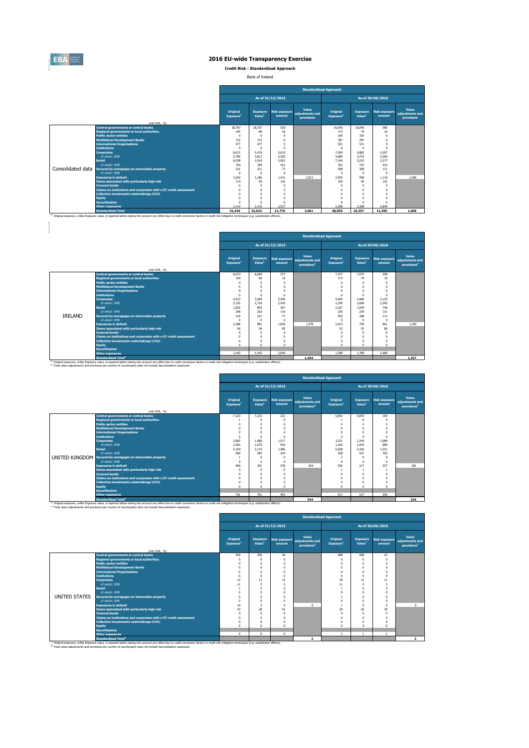# 2016 EU-wide Transparency Exercise

## Credit Risk - Standardised Approach

Bank of Ireland

| | (mln EUR, %) | Standardised Approach | | | | | | | |
|---|---|---|---|---|---|---|---|---|---|
| | | As of 31/12/2015 | | | | As of 30/06/2016 | | | |
| | | Original Exposure[1] | Exposure Value[1] | Risk exposure amount | Value adjustments and provisions | Original Exposure[1] | Exposure Value[1] | Risk exposure amount | Value adjustments and provisions |
| Consolidated data | Central governments or central banks | 18,707 | 18,707 | 520 | | 16,040 | 16,040 | 585 | |
| | Regional governments or local authorities | 195 | 80 | 16 | | 174 | 79 | 16 | |
| | Public sector entities | 0 | 0 | 0 | | 165 | 165 | 0 | |
| | Multilateral Development Banks | 715 | 715 | 0 | | 787 | 787 | 0 | |
| | International Organisations | 477 | 477 | 0 | | 521 | 521 | 0 | |
| | Institutions | 0 | 0 | 0 | | 0 | 0 | 0 | |
| | Corporates | 8,672 | 5,476 | 5,019 | | 7,950 | 4,882 | 4,397 | |
| | of which: SME | 4,700 | 3,812 | 3,355 | | 4,689 | 3,753 | 3,269 | |
| | Retail | 6,938 | 2,924 | 2,052 | | 7,144 | 3,215 | 2,277 | |
| | of which: SME | 794 | 789 | 451 | | 762 | 757 | 433 | |
| | Secured by mortgages on immovable property | 221 | 221 | 77 | | 308 | 308 | 111 | |
| | of which: SME | 0 | 0 | 0 | | 0 | 0 | 0 | |
| | Exposures in default | 3,263 | 1,186 | 1,412 | 2,011 | 2,554 | 958 | 1,118 | 1,546 |
| | Items associated with particularly high risk | 114 | 95 | 142 | | 100 | 95 | 142 | |
| | Covered bonds | 0 | 0 | 0 | | 0 | 0 | 0 | |
| | Claims on institutions and corporates with a ST credit assessment | 0 | 0 | 0 | | 0 | 0 | 0 | |
| | Collective investments undertakings (CIU) | 0 | 0 | 0 | | 0 | 0 | 0 | |
| | Equity | 0 | 0 | 0 | | 0 | 0 | 0 | |
| | Securitisation | 0 | 0 | 0 | | 0 | 0 | 0 | |
| | Other exposures | 2,143 | 2,143 | 2,537 | | 2,308 | 2,308 | 2,849 | |
| | Standardised Total | 41,444 | 32,023 | 11,776 | 2,061 | 38,050 | 29,357 | 11,495 | 1,608 |

(1) Original exposure, unlike Exposure value, is reported before taking into account any effect due to credit conversion factors or credit risk mitigation techniques (e.g. substitution effects).

| | (mln EUR, %) | Standardised Approach | | | | | | | |
|---|---|---|---|---|---|---|---|---|---|
| | | As of 31/12/2015 | | | | As of 30/06/2016 | | | |
| | | Original Exposure[1] | Exposure Value[1] | Risk exposure amount | Value adjustments and provisions[2] | Original Exposure[1] | Exposure Value[1] | Risk exposure amount | Value adjustments and provisions[2] |
| IRELAND | Central governments or central banks | 8,673 | 8,669 | 273 | | 7,577 | 7,575 | 399 | |
| | Regional governments or local authorities | 194 | 80 | 16 | | 173 | 79 | 16 | |
| | Public sector entities | 0 | 0 | 0 | | 0 | 0 | 0 | |
| | Multilateral Development Banks | 0 | 0 | 0 | | 0 | 0 | 0 | |
| | International Organisations | 0 | 0 | 0 | | 0 | 0 | 0 | |
| | Institutions | 0 | 0 | 0 | | 0 | 0 | 0 | |
| | Corporates | 4,527 | 3,589 | 3,296 | | 4,465 | 3,460 | 3,135 | |
| | of which: SME | 3,155 | 2,724 | 2,430 | | 3,199 | 2,690 | 2,365 | |
| | Retail | 1,825 | 805 | 567 | | 2,107 | 1,049 | 746 | |
| | of which: SME | 208 | 203 | 116 | | 235 | 229 | 131 | |
| | Secured by mortgages on immovable property | 219 | 221 | 77 | | 302 | 308 | 111 | |
| | of which: SME | 0 | 0 | 0 | | 0 | 0 | 0 | |
| | Exposures in default | 2,388 | 881 | 1,030 | 1,479 | 2,013 | 740 | 861 | 1,242 |
| | Items associated with particularly high risk | 56 | 56 | 85 | | 53 | 53 | 80 | |
| | Covered bonds | 0 | 0 | 0 | | 0 | 0 | 0 | |
| | Claims on institutions and corporates with a ST credit assessment | 0 | 0 | 0 | | 0 | 0 | 0 | |
| | Collective investments undertakings (CIU) | 0 | 0 | 0 | | 0 | 0 | 0 | |
| | Equity | 0 | 0 | 0 | | 0 | 0 | 0 | |
| | Securitisation | | | | | | | | |
| | Other exposures | 1,442 | 1,442 | 2,046 | | 1,789 | 1,789 | 2,489 | |
| | Standardised Total[2] | | | | 1,494 | | | | 1,257 |

(1) Original exposure, unlike Exposure value, is reported before taking into account any effect due to credit conversion factors or credit risk mitigation techniques (e.g. substitution effects).
(2) Total value adjustments and provisions per country of counterparty does not include Securitisation exposures

| | (mln EUR, %) | Standardised Approach | | | | | | | |
|---|---|---|---|---|---|---|---|---|---|
| | | As of 31/12/2015 | | | | As of 30/06/2016 | | | |
| | | Original Exposure[1] | Exposure Value[1] | Risk exposure amount | Value adjustments and provisions[2] | Original Exposure[1] | Exposure Value[1] | Risk exposure amount | Value adjustments and provisions[2] |
| UNITED KINGDOM | Central governments or central banks | 7,223 | 7,223 | 221 | | 5,843 | 5,843 | 164 | |
| | Regional governments or local authorities | 1 | 0 | 0 | | 1 | 0 | 0 | |
| | Public sector entities | 0 | 0 | 0 | | 0 | 0 | 0 | |
| | Multilateral Development Banks | 0 | 0 | 0 | | 0 | 0 | 0 | |
| | International Organisations | 0 | 0 | 0 | | 0 | 0 | 0 | |
| | Institutions | 0 | 0 | 0 | | 0 | 0 | 0 | |
| | Corporates | 3,865 | 1,680 | 1,517 | | 3,231 | 1,244 | 1,086 | |
| | of which: SME | 1,463 | 1,079 | 916 | | 1,416 | 1,054 | 896 | |
| | Retail | 5,104 | 2,119 | 1,485 | | 5,028 | 2,166 | 1,531 | |
| | of which: SME | 585 | 585 | 334 | | 528 | 527 | 302 | |
| | Secured by mortgages on immovable property | 1 | 0 | 0 | | 2 | 0 | 0 | |
| | of which: SME | 0 | 0 | 0 | | 0 | 0 | 0 | |
| | Exposures in default | 856 | 301 | 378 | 524 | 536 | 217 | 257 | 301 |
| | Items associated with particularly high risk | 0 | 0 | 0 | | 1 | 1 | 1 | |
| | Covered bonds | 0 | 0 | 0 | | 0 | 0 | 0 | |
| | Claims on institutions and corporates with a ST credit assessment | 0 | 0 | 0 | | 0 | 0 | 0 | |
| | Collective investments undertakings (CIU) | 0 | 0 | 0 | | 0 | 0 | 0 | |
| | Equity | 0 | 0 | 0 | | 0 | 0 | 0 | |
| | Securitisation | | | | | | | | |
| | Other exposures | 701 | 701 | 491 | | 517 | 517 | 359 | |
| | Standardised Total[2] | | | | 544 | | | | 324 |

(1) Original exposure, unlike Exposure value, is reported before taking into account any effect due to credit conversion factors or credit risk mitigation techniques (e.g. substitution effects).
(2) Total value adjustments and provisions per country of counterparty does not include Securitisation exposures

| | (mln EUR, %) | Standardised Approach | | | | | | | |
|---|---|---|---|---|---|---|---|---|---|
| | | As of 31/12/2015 | | | | As of 30/06/2016 | | | |
| | | Original Exposure[1] | Exposure Value[1] | Risk exposure amount | Value adjustments and provisions[2] | Original Exposure[1] | Exposure Value[1] | Risk exposure amount | Value adjustments and provisions[2] |
| UNITED STATES | Central governments or central banks | 450 | 450 | 26 | | 498 | 498 | 22 | |
| | Regional governments or local authorities | 0 | 0 | 0 | | 0 | 0 | 0 | |
| | Public sector entities | 0 | 0 | 0 | | 0 | 0 | 0 | |
| | Multilateral Development Banks | 0 | 0 | 0 | | 0 | 0 | 0 | |
| | International Organisations | 0 | 0 | 0 | | 0 | 0 | 0 | |
| | Institutions | 0 | 0 | 0 | | 0 | 0 | 0 | |
| | Corporates | 12 | 12 | 12 | | 18 | 11 | 11 | |
| | of which: SME | 11 | 3 | 3 | | 11 | 3 | 3 | |
| | Retail | 1 | 0 | 0 | | 1 | 0 | 0 | |
| | of which: SME | 0 | 0 | 0 | | 0 | 0 | 0 | |
| | Secured by mortgages on immovable property | 0 | 0 | 0 | | 1 | 0 | 0 | |
| | of which: SME | 0 | 0 | 0 | | 0 | 0 | 0 | |
| | Exposures in default | 10 | 5 | 5 | 0 | 1 | 0 | 0 | 0 |
| | Items associated with particularly high risk | 43 | 28 | 41 | | 30 | 26 | 39 | |
| | Covered bonds | 0 | 0 | 0 | | 0 | 0 | 0 | |
| | Claims on institutions and corporates with a ST credit assessment | 0 | 0 | 0 | | 0 | 0 | 0 | |
| | Collective investments undertakings (CIU) | 0 | 0 | 0 | | 0 | 0 | 0 | |
| | Equity | 0 | 0 | 0 | | 0 | 0 | 0 | |
| | Securitisation | | | | | | | | |
| | Other exposures | 0 | 0 | 0 | | 1 | 1 | 1 | |
| | Standardised Total[2] | | | | 2 | | | | 2 |

(1) Original exposure, unlike Exposure value, is reported before taking into account any effect due to credit conversion factors or credit risk mitigation techniques (e.g. substitution effects).
(2) Total value adjustments and provisions per country of counterparty does not include Securitisation exposures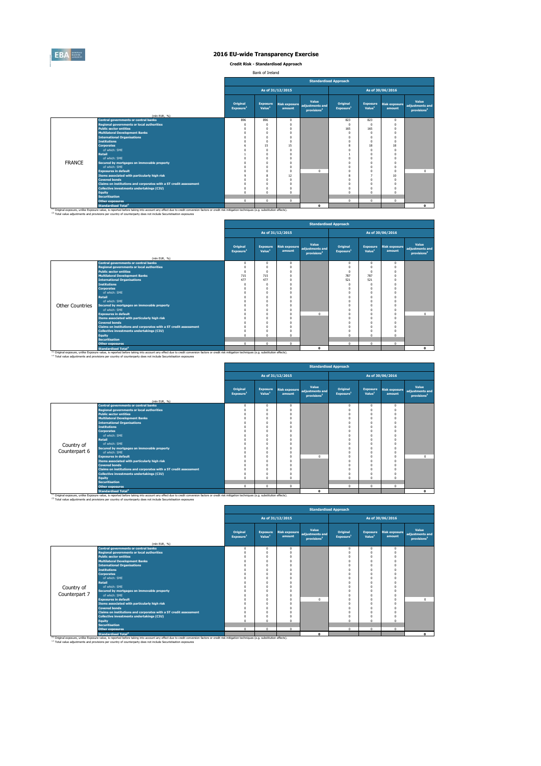# 2016 EU-wide Transparency Exercise

**Credit Risk - Standardised Approach**

Bank of Ireland

| | | Standardised Approach | | | | | | | |
|---|---|---|---|---|---|---|---|---|---|
| | | As of 31/12/2015 | | | | As of 30/06/2016 | | | |
| | (mln EUR, %) | Original Exposure[1] | Exposure Value[1] | Risk exposure amount | Value adjustments and provisions[2] | Original Exposure[1] | Exposure Value[1] | Risk exposure amount | Value adjustments and provisions[2] |
| FRANCE | Central governments or central banks | 896 | 896 | 0 | | 823 | 823 | 0 | |
| | Regional governments or local authorities | 0 | 0 | 0 | | 0 | 0 | 0 | |
| | Public sector entities | 0 | 0 | 0 | | 165 | 165 | 0 | |
| | Multilateral Development Banks | 0 | 0 | 0 | | 0 | 0 | 0 | |
| | International Organisations | 0 | 0 | 0 | | 0 | 0 | 0 | |
| | Institutions | 0 | 0 | 0 | | 0 | 0 | 0 | |
| | Corporates | 6 | 15 | 15 | | 8 | 18 | 18 | |
| | of which: SME | 0 | 0 | 0 | | 0 | 0 | 0 | |
| | Retail | 1 | 0 | 0 | | 1 | 0 | 0 | |
| | of which: SME | 0 | 0 | 0 | | 0 | 0 | 0 | |
| | Secured by mortgages on immovable property | 0 | 0 | 0 | | 0 | 0 | 0 | |
| | of which: SME | 0 | 0 | 0 | | 0 | 0 | 0 | |
| | Exposures in default | 0 | 0 | 0 | 0 | 0 | 0 | 0 | 0 |
| | Items associated with particularly high risk | 9 | 8 | 12 | | 8 | 7 | 10 | |
| | Covered bonds | 0 | 0 | 0 | | 0 | 0 | 0 | |
| | Claims on institutions and corporates with a ST credit assessment | 0 | 0 | 0 | | 0 | 0 | 0 | |
| | Collective investments undertakings (CIU) | 0 | 0 | 0 | | 0 | 0 | 0 | |
| | Equity | 0 | 0 | 0 | | 0 | 0 | 0 | |
| | Securitisation | | | | | | | | |
| | Other exposures | 0 | 0 | 0 | | 0 | 0 | 0 | |
| | Standardised Total[2] | | | | 0 | | | | 0 |

[1] Original exposure, unlike Exposure value, is reported before taking into account any effect due to credit conversion factors or credit risk mitigation techniques (e.g. substitution effects).
[2] Total value adjustments and provisions per country of counterparty does not include Securistisation exposures

| | | Standardised Approach | | | | | | | |
|---|---|---|---|---|---|---|---|---|---|
| | | As of 31/12/2015 | | | | As of 30/06/2016 | | | |
| | (mln EUR, %) | Original Exposure[1] | Exposure Value[1] | Risk exposure amount | Value adjustments and provisions[2] | Original Exposure[1] | Exposure Value[1] | Risk exposure amount | Value adjustments and provisions[2] |
| Other Countries | Central governments or central banks | 0 | 0 | 0 | | 0 | 0 | 0 | |
| | Regional governments or local authorities | 0 | 0 | 0 | | 0 | 0 | 0 | |
| | Public sector entities | 0 | 0 | 0 | | 0 | 0 | 0 | |
| | Multilateral Development Banks | 715 | 715 | 0 | | 787 | 787 | 0 | |
| | International Organisations | 477 | 477 | 0 | | 521 | 521 | 0 | |
| | Institutions | 0 | 0 | 0 | | 0 | 0 | 0 | |
| | Corporates | 0 | 0 | 0 | | 0 | 0 | 0 | |
| | of which: SME | 0 | 0 | 0 | | 0 | 0 | 0 | |
| | Retail | 0 | 0 | 0 | | 0 | 0 | 0 | |
| | of which: SME | 0 | 0 | 0 | | 0 | 0 | 0 | |
| | Secured by mortgages on immovable property | 0 | 0 | 0 | | 0 | 0 | 0 | |
| | of which: SME | 0 | 0 | 0 | | 0 | 0 | 0 | |
| | Exposures in default | 0 | 0 | 0 | 0 | 0 | 0 | 0 | 0 |
| | Items associated with particularly high risk | 0 | 0 | 0 | | 0 | 0 | 0 | |
| | Covered bonds | 0 | 0 | 0 | | 0 | 0 | 0 | |
| | Claims on institutions and corporates with a ST credit assessment | 0 | 0 | 0 | | 0 | 0 | 0 | |
| | Collective investments undertakings (CIU) | 0 | 0 | 0 | | 0 | 0 | 0 | |
| | Equity | 0 | 0 | 0 | | 0 | 0 | 0 | |
| | Securitisation | | | | | | | | |
| | Other exposures | 0 | 0 | 0 | | 0 | 0 | 0 | |
| | Standardised Total[2] | | | | 0 | | | | 0 |

[1] Original exposure, unlike Exposure value, is reported before taking into account any effect due to credit conversion factors or credit risk mitigation techniques (e.g. substitution effects).
[2] Total value adjustments and provisions per country of counterparty does not include Securistisation exposures

| | | Standardised Approach | | | | | | | |
|---|---|---|---|---|---|---|---|---|---|
| | | As of 31/12/2015 | | | | As of 30/06/2016 | | | |
| | (mln EUR, %) | Original Exposure[1] | Exposure Value[1] | Risk exposure amount | Value adjustments and provisions[2] | Original Exposure[1] | Exposure Value[1] | Risk exposure amount | Value adjustments and provisions[2] |
| Country of Counterpart 6 | Central governments or central banks | 0 | 0 | 0 | | 0 | 0 | 0 | |
| | Regional governments or local authorities | 0 | 0 | 0 | | 0 | 0 | 0 | |
| | Public sector entities | 0 | 0 | 0 | | 0 | 0 | 0 | |
| | Multilateral Development Banks | 0 | 0 | 0 | | 0 | 0 | 0 | |
| | International Organisations | 0 | 0 | 0 | | 0 | 0 | 0 | |
| | Institutions | 0 | 0 | 0 | | 0 | 0 | 0 | |
| | Corporates | 0 | 0 | 0 | | 0 | 0 | 0 | |
| | of which: SME | 0 | 0 | 0 | | 0 | 0 | 0 | |
| | Retail | 0 | 0 | 0 | | 0 | 0 | 0 | |
| | of which: SME | 0 | 0 | 0 | | 0 | 0 | 0 | |
| | Secured by mortgages on immovable property | 0 | 0 | 0 | | 0 | 0 | 0 | |
| | of which: SME | 0 | 0 | 0 | | 0 | 0 | 0 | |
| | Exposures in default | 0 | 0 | 0 | 0 | 0 | 0 | 0 | 0 |
| | Items associated with particularly high risk | 0 | 0 | 0 | | 0 | 0 | 0 | |
| | Covered bonds | 0 | 0 | 0 | | 0 | 0 | 0 | |
| | Claims on institutions and corporates with a ST credit assessment | 0 | 0 | 0 | | 0 | 0 | 0 | |
| | Collective investments undertakings (CIU) | 0 | 0 | 0 | | 0 | 0 | 0 | |
| | Equity | 0 | 0 | 0 | | 0 | 0 | 0 | |
| | Securitisation | | | | | | | | |
| | Other exposures | 0 | 0 | 0 | | 0 | 0 | 0 | |
| | Standardised Total[2] | | | | 0 | | | | 0 |

[1] Original exposure, unlike Exposure value, is reported before taking into account any effect due to credit conversion factors or credit risk mitigation techniques (e.g. substitution effects).
[2] Total value adjustments and provisions per country of counterparty does not include Securistisation exposures

| | | Standardised Approach | | | | | | | |
|---|---|---|---|---|---|---|---|---|---|
| | | As of 31/12/2015 | | | | As of 30/06/2016 | | | |
| | (mln EUR, %) | Original Exposure[1] | Exposure Value[1] | Risk exposure amount | Value adjustments and provisions[2] | Original Exposure[1] | Exposure Value[1] | Risk exposure amount | Value adjustments and provisions[2] |
| Country of Counterpart 7 | Central governments or central banks | 0 | 0 | 0 | | 0 | 0 | 0 | |
| | Regional governments or local authorities | 0 | 0 | 0 | | 0 | 0 | 0 | |
| | Public sector entities | 0 | 0 | 0 | | 0 | 0 | 0 | |
| | Multilateral Development Banks | 0 | 0 | 0 | | 0 | 0 | 0 | |
| | International Organisations | 0 | 0 | 0 | | 0 | 0 | 0 | |
| | Institutions | 0 | 0 | 0 | | 0 | 0 | 0 | |
| | Corporates | 0 | 0 | 0 | | 0 | 0 | 0 | |
| | of which: SME | 0 | 0 | 0 | | 0 | 0 | 0 | |
| | Retail | 0 | 0 | 0 | | 0 | 0 | 0 | |
| | of which: SME | 0 | 0 | 0 | | 0 | 0 | 0 | |
| | Secured by mortgages on immovable property | 0 | 0 | 0 | | 0 | 0 | 0 | |
| | of which: SME | 0 | 0 | 0 | | 0 | 0 | 0 | |
| | Exposures in default | 0 | 0 | 0 | 0 | 0 | 0 | 0 | 0 |
| | Items associated with particularly high risk | 0 | 0 | 0 | | 0 | 0 | 0 | |
| | Covered bonds | 0 | 0 | 0 | | 0 | 0 | 0 | |
| | Claims on institutions and corporates with a ST credit assessment | 0 | 0 | 0 | | 0 | 0 | 0 | |
| | Collective investments undertakings (CIU) | 0 | 0 | 0 | | 0 | 0 | 0 | |
| | Equity | 0 | 0 | 0 | | 0 | 0 | 0 | |
| | Securitisation | | | | | | | | |
| | Other exposures | 0 | 0 | 0 | | 0 | 0 | 0 | |
| | Standardised Total[2] | | | | 0 | | | | 0 |

[1] Original exposure, unlike Exposure value, is reported before taking into account any effect due to credit conversion factors or credit risk mitigation techniques (e.g. substitution effects).
[2] Total value adjustments and provisions per country of counterparty does not include Securistisation exposures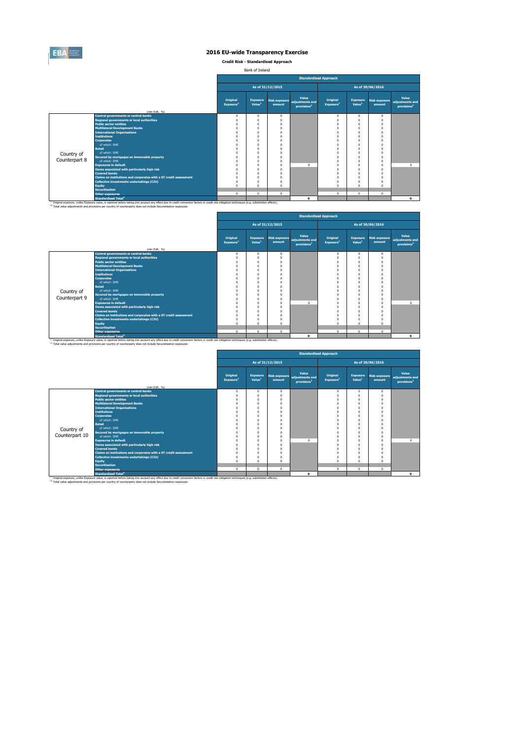# 2016 EU-wide Transparency Exercise

**Credit Risk - Standardised Approach**

Bank of Ireland

| | | Standardised Approach | | | | | | | |
|---|---|---|---|---|---|---|---|---|---|
| | | As of 31/12/2015 | | | | As of 30/06/2016 | | | |
| | (mln EUR, %) | Original Exposure[1] | Exposure Value[1] | Risk exposure amount | Value adjustments and provisions[2] | Original Exposure[1] | Exposure Value[1] | Risk exposure amount | Value adjustments and provisions[2] |
| Country of Counterpart 8 | Central governments or central banks | 0 | 0 | 0 | | 0 | 0 | 0 | |
| | Regional governments or local authorities | 0 | 0 | 0 | | 0 | 0 | 0 | |
| | Public sector entities | 0 | 0 | 0 | | 0 | 0 | 0 | |
| | Multilateral Development Banks | 0 | 0 | 0 | | 0 | 0 | 0 | |
| | International Organisations | 0 | 0 | 0 | | 0 | 0 | 0 | |
| | Institutions | 0 | 0 | 0 | | 0 | 0 | 0 | |
| | Corporates | 0 | 0 | 0 | | 0 | 0 | 0 | |
| | of which: SME | 0 | 0 | 0 | | 0 | 0 | 0 | |
| | Retail | 0 | 0 | 0 | | 0 | 0 | 0 | |
| | of which: SME | 0 | 0 | 0 | | 0 | 0 | 0 | |
| | Secured by mortgages on immovable property | 0 | 0 | 0 | | 0 | 0 | 0 | |
| | of which: SME | 0 | 0 | 0 | | 0 | 0 | 0 | |
| | Exposures in default | 0 | 0 | 0 | 0 | 0 | 0 | 0 | 0 |
| | Items associated with particularly high risk | 0 | 0 | 0 | | 0 | 0 | 0 | |
| | Covered bonds | 0 | 0 | 0 | | 0 | 0 | 0 | |
| | Claims on institutions and corporates with a ST credit assessment | 0 | 0 | 0 | | 0 | 0 | 0 | |
| | Collective investments undertakings (CIU) | 0 | 0 | 0 | | 0 | 0 | 0 | |
| | Equity | 0 | 0 | 0 | | 0 | 0 | 0 | |
| | Securitisation | | | | | | | | |
| | Other exposures | 0 | 0 | 0 | | 0 | 0 | 0 | |
| | Standardised Total[2] | | | | 0 | | | | 0 |

[1] Original exposure, unlike Exposure value, is reported before taking into account any effect due to credit conversion factors or credit risk mitigation techniques (e.g. substitution effects).
[2] Total value adjustments and provisions per country of counterparty does not include Securistisation exposures

| | | Standardised Approach | | | | | | | |
|---|---|---|---|---|---|---|---|---|---|
| | | As of 31/12/2015 | | | | As of 30/06/2016 | | | |
| | (mln EUR, %) | Original Exposure[1] | Exposure Value[1] | Risk exposure amount | Value adjustments and provisions[2] | Original Exposure[1] | Exposure Value[1] | Risk exposure amount | Value adjustments and provisions[2] |
| Country of Counterpart 9 | Central governments or central banks | 0 | 0 | 0 | | 0 | 0 | 0 | |
| | Regional governments or local authorities | 0 | 0 | 0 | | 0 | 0 | 0 | |
| | Public sector entities | 0 | 0 | 0 | | 0 | 0 | 0 | |
| | Multilateral Development Banks | 0 | 0 | 0 | | 0 | 0 | 0 | |
| | International Organisations | 0 | 0 | 0 | | 0 | 0 | 0 | |
| | Institutions | 0 | 0 | 0 | | 0 | 0 | 0 | |
| | Corporates | 0 | 0 | 0 | | 0 | 0 | 0 | |
| | of which: SME | 0 | 0 | 0 | | 0 | 0 | 0 | |
| | Retail | 0 | 0 | 0 | | 0 | 0 | 0 | |
| | of which: SME | 0 | 0 | 0 | | 0 | 0 | 0 | |
| | Secured by mortgages on immovable property | 0 | 0 | 0 | | 0 | 0 | 0 | |
| | of which: SME | 0 | 0 | 0 | | 0 | 0 | 0 | |
| | Exposures in default | 0 | 0 | 0 | 0 | 0 | 0 | 0 | 0 |
| | Items associated with particularly high risk | 0 | 0 | 0 | | 0 | 0 | 0 | |
| | Covered bonds | 0 | 0 | 0 | | 0 | 0 | 0 | |
| | Claims on institutions and corporates with a ST credit assessment | 0 | 0 | 0 | | 0 | 0 | 0 | |
| | Collective investments undertakings (CIU) | 0 | 0 | 0 | | 0 | 0 | 0 | |
| | Equity | 0 | 0 | 0 | | 0 | 0 | 0 | |
| | Securitisation | | | | | | | | |
| | Other exposures | 0 | 0 | 0 | | 0 | 0 | 0 | |
| | Standardised Total[2] | | | | 0 | | | | 0 |

[1] Original exposure, unlike Exposure value, is reported before taking into account any effect due to credit conversion factors or credit risk mitigation techniques (e.g. substitution effects).
[2] Total value adjustments and provisions per country of counterparty does not include Securistisation exposures

| | | Standardised Approach | | | | | | | |
|---|---|---|---|---|---|---|---|---|---|
| | | As of 31/12/2015 | | | | As of 30/06/2016 | | | |
| | (mln EUR, %) | Original Exposure[1] | Exposure Value[1] | Risk exposure amount | Value adjustments and provisions[2] | Original Exposure[1] | Exposure Value[1] | Risk exposure amount | Value adjustments and provisions[2] |
| Country of Counterpart 10 | Central governments or central banks | 0 | 0 | 0 | | 0 | 0 | 0 | |
| | Regional governments or local authorities | 0 | 0 | 0 | | 0 | 0 | 0 | |
| | Public sector entities | 0 | 0 | 0 | | 0 | 0 | 0 | |
| | Multilateral Development Banks | 0 | 0 | 0 | | 0 | 0 | 0 | |
| | International Organisations | 0 | 0 | 0 | | 0 | 0 | 0 | |
| | Institutions | 0 | 0 | 0 | | 0 | 0 | 0 | |
| | Corporates | 0 | 0 | 0 | | 0 | 0 | 0 | |
| | of which: SME | 0 | 0 | 0 | | 0 | 0 | 0 | |
| | Retail | 0 | 0 | 0 | | 0 | 0 | 0 | |
| | of which: SME | 0 | 0 | 0 | | 0 | 0 | 0 | |
| | Secured by mortgages on immovable property | 0 | 0 | 0 | | 0 | 0 | 0 | |
| | of which: SME | 0 | 0 | 0 | | 0 | 0 | 0 | |
| | Exposures in default | 0 | 0 | 0 | 0 | 0 | 0 | 0 | 0 |
| | Items associated with particularly high risk | 0 | 0 | 0 | | 0 | 0 | 0 | |
| | Covered bonds | 0 | 0 | 0 | | 0 | 0 | 0 | |
| | Claims on institutions and corporates with a ST credit assessment | 0 | 0 | 0 | | 0 | 0 | 0 | |
| | Collective investments undertakings (CIU) | 0 | 0 | 0 | | 0 | 0 | 0 | |
| | Equity | 0 | 0 | 0 | | 0 | 0 | 0 | |
| | Securitisation | | | | | | | | |
| | Other exposures | 0 | 0 | 0 | | 0 | 0 | 0 | |
| | Standardised Total[2] | | | | 0 | | | | 0 |

[1] Original exposure, unlike Exposure value, is reported before taking into account any effect due to credit conversion factors or credit risk mitigation techniques (e.g. substitution effects).
[2] Total value adjustments and provisions per country of counterparty does not include Securistisation exposures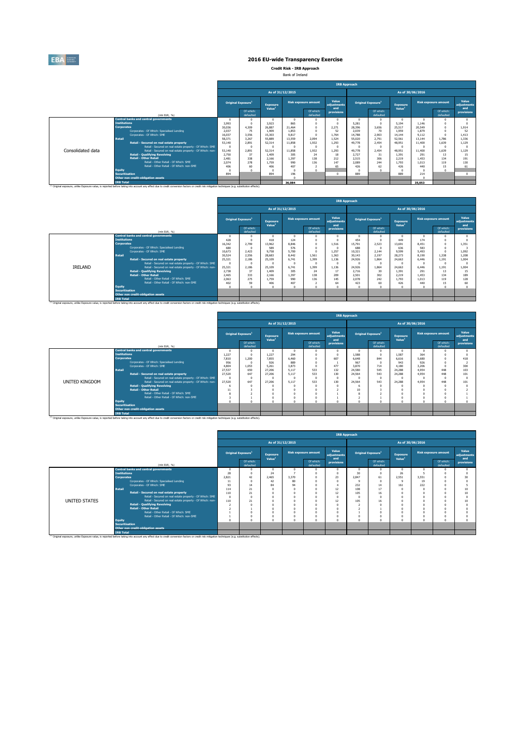# 2016 EU-wide Transparency Exercise

**Credit Risk - IRB Approach**

Bank of Ireland

| Consolidated data | (mln EUR, %) | As of 31/12/2015 Original Exposure[1] | Of which: defaulted | Exposure Value[1] | Risk exposure amount | Of which: defaulted | Value adjustments and provisions | As of 30/06/2016 Original Exposure[1] | Of which: defaulted | Exposure Value[1] | Risk exposure amount | Of which: defaulted | Value adjustments and provisions |
|---|---|---|---|---|---|---|---|---|---|---|---|---|---|
| | Central banks and central governments | 0 | 0 | 0 | 0 | 0 | 0 | 0 | 0 | 0 | 0 | 0 | 0 |
| | Institutions | 3,993 | 0 | 3,923 | 865 | 0 | 0 | 5,281 | 0 | 5,194 | 1,146 | 0 | 0 |
| | Corporates | 30,036 | 4,309 | 26,887 | 21,464 | 0 | 2,271 | 28,396 | 3,656 | 25,517 | 20,549 | 0 | 1,914 |
| | Corporates - Of Which: Specialised Lending | 2,037 | 75 | 1,909 | 1,853 | 0 | 52 | 2,039 | 70 | 1,959 | 1,879 | 0 | 52 |
| | Corporates - Of Which: SME | 16,037 | 3,556 | 15,303 | 9,817 | 0 | 1,764 | 14,788 | 2,903 | 14,144 | 9,112 | 0 | 1,413 |
| | Retail | 58,371 | 3,267 | 55,889 | 13,559 | 2,094 | 1,524 | 55,020 | 2,791 | 52,561 | 13,144 | 1,786 | 1,336 |
| | Retail - Secured on real estate property | 53,140 | 2,891 | 52,314 | 11,858 | 1,932 | 1,293 | 49,778 | 2,454 | 48,951 | 11,400 | 1,639 | 1,129 |
| | Retail - Secured on real estate property - Of Which: SME | 0 | 0 | 0 | 0 | 0 | 0 | 0 | 0 | 0 | 0 | 0 | 0 |
| | Retail - Secured on real estate property - Of Which: non-SME | 53,140 | 2,891 | 52,314 | 11,858 | 1,932 | 1,293 | 49,778 | 2,454 | 48,951 | 11,400 | 1,639 | 1,129 |
| | Retail - Qualifying Revolving | 2,750 | 37 | 1,409 | 305 | 24 | 18 | 2,727 | 31 | 1,391 | 291 | 13 | 15 |
| | Retail - Other Retail | 2,481 | 338 | 2,166 | 1,397 | 138 | 212 | 2,515 | 306 | 2,219 | 1,453 | 134 | 191 |
| | Retail - Other Retail - Of Which: SME | 2,074 | 278 | 1,759 | 990 | 136 | 147 | 2,089 | 244 | 1,793 | 1,013 | 119 | 130 |
| | Retail - Other Retail - Of Which: non-SME | 406 | 60 | 406 | 407 | 2 | 65 | 426 | 62 | 426 | 440 | 15 | 61 |
| | Equity | 0 | 0 | 0 | 0 | 0 | | 0 | 0 | 0 | 0 | 0 | |
| | Securitisation | 894 | | 894 | 196 | | 0 | 889 | | 889 | 214 | | 0 |
| | Other non credit-obligation assets | | | | 0 | | | | | | 0 | | |
| | IRB Total | | | | 36,084 | | | | | | 35,053 | | |

[1] Original exposure, unlike Exposure value, is reported before taking into account any effect due to credit conversion factors or credit risk mitigation techniques (e.g. substitution effects).

| IRELAND | (mln EUR, %) | As of 31/12/2015 Original Exposure[1] | Of which: defaulted | Exposure Value[1] | Risk exposure amount | Of which: defaulted | Value adjustments and provisions | As of 30/06/2016 Original Exposure[1] | Of which: defaulted | Exposure Value[1] | Risk exposure amount | Of which: defaulted | Value adjustments and provisions |
|---|---|---|---|---|---|---|---|---|---|---|---|---|---|
| | Central banks and central governments | 0 | 0 | 0 | 0 | 0 | 0 | 0 | 0 | 0 | 0 | 0 | 0 |
| | Institutions | 428 | 0 | 418 | 124 | 0 | 0 | 454 | 0 | 449 | 174 | 0 | 0 |
| | Corporates | 16,342 | 2,799 | 13,962 | 8,846 | 0 | 1,516 | 15,791 | 2,523 | 13,691 | 8,451 | 0 | 1,351 |
| | Corporates - Of Which: Specialised Lending | 680 | 0 | 589 | 576 | 0 | 0 | 688 | 0 | 636 | 583 | 0 | 3 |
| | Corporates - Of Which: SME | 10,673 | 2,423 | 9,758 | 5,700 | 0 | 1,257 | 10,321 | 2,144 | 9,599 | 5,493 | 0 | 1,092 |
| | Retail | 30,524 | 2,556 | 28,683 | 8,442 | 1,561 | 1,363 | 30,143 | 2,197 | 28,273 | 8,190 | 1,338 | 1,208 |
| | Retail - Secured on real estate property | 25,321 | 2,186 | 25,109 | 6,741 | 1,399 | 1,136 | 24,926 | 1,864 | 24,663 | 6,446 | 1,191 | 1,004 |
| | Retail - Secured on real estate property - Of Which: SME | 0 | 0 | 0 | 0 | 0 | 0 | 0 | 0 | 0 | 0 | 0 | 0 |
| | Retail - Secured on real estate property - Of Which: non-SME | 25,321 | 2,186 | 25,109 | 6,741 | 1,399 | 1,136 | 24,926 | 1,864 | 24,663 | 6,446 | 1,191 | 1,004 |
| | Retail - Qualifying Revolving | 2,738 | 37 | 1,409 | 305 | 24 | 17 | 2,716 | 30 | 1,391 | 291 | 13 | 15 |
| | Retail - Other Retail | 2,465 | 333 | 2,166 | 1,397 | 138 | 209 | 2,501 | 302 | 2,219 | 1,453 | 134 | 189 |
| | Retail - Other Retail - Of Which: SME | 2,063 | 275 | 1,759 | 990 | 136 | 145 | 2,078 | 242 | 1,793 | 1,013 | 119 | 128 |
| | Retail - Other Retail - Of Which: non-SME | 402 | 59 | 406 | 407 | 2 | 64 | 423 | 60 | 426 | 440 | 15 | 60 |
| | Equity | 0 | 0 | 0 | 0 | 0 | 0 | 0 | 0 | 0 | 0 | 0 | 0 |
| | Securitisation | | | | | | | | | | | | |
| | Other non credit-obligation assets | | | | | | | | | | | | |
| | IRB Total | | | | | | | | | | | | |

[1] Original exposure, unlike Exposure value, is reported before taking into account any effect due to credit conversion factors or credit risk mitigation techniques (e.g. substitution effects).

| UNITED KINGDOM | (mln EUR, %) | As of 31/12/2015 Original Exposure[1] | Of which: defaulted | Exposure Value[1] | Risk exposure amount | Of which: defaulted | Value adjustments and provisions | As of 30/06/2016 Original Exposure[1] | Of which: defaulted | Exposure Value[1] | Risk exposure amount | Of which: defaulted | Value adjustments and provisions |
|---|---|---|---|---|---|---|---|---|---|---|---|---|---|
| | Central banks and central governments | 0 | 0 | 0 | 0 | 0 | 0 | 0 | 0 | 0 | 0 | 0 | 0 |
| | Institutions | 1,227 | 0 | 1,227 | 294 | 0 | 0 | 1,588 | 0 | 1,587 | 364 | 0 | 0 |
| | Corporates | 7,810 | 1,200 | 7,855 | 6,460 | 0 | 607 | 6,648 | 844 | 6,616 | 5,680 | 0 | 418 |
| | Corporates - Of Which: Specialised Lending | 956 | 0 | 926 | 889 | 0 | 1 | 967 | 0 | 943 | 926 | 0 | 2 |
| | Corporates - Of Which: SME | 4,804 | 1,053 | 5,261 | 3,873 | 0 | 477 | 3,870 | 714 | 4,180 | 3,206 | 0 | 300 |
| | Retail | 27,537 | 650 | 27,206 | 5,117 | 533 | 132 | 24,580 | 545 | 24,288 | 4,954 | 448 | 103 |
| | Retail - Secured on real estate property | 27,520 | 647 | 27,206 | 5,117 | 533 | 130 | 24,564 | 543 | 24,288 | 4,954 | 448 | 101 |
| | Retail - Secured on real estate property - Of Which: SME | 0 | 0 | 0 | 0 | 0 | 0 | 0 | 0 | 0 | 0 | 0 | 0 |
| | Retail - Secured on real estate property - Of Which: non-SME | 27,520 | 647 | 27,206 | 5,117 | 533 | 130 | 24,564 | 543 | 24,288 | 4,954 | 448 | 101 |
| | Retail - Qualifying Revolving | 6 | 0 | 0 | 0 | 0 | 0 | 6 | 0 | 0 | 0 | 0 | 0 |
| | Retail - Other Retail | 11 | 3 | 0 | 0 | 0 | 2 | 10 | 3 | 0 | 0 | 0 | 2 |
| | Retail - Other Retail - Of Which: SME | 8 | 2 | 0 | 0 | 0 | 1 | 8 | 2 | 0 | 0 | 0 | 1 |
| | Retail - Other Retail - Of Which: non-SME | 3 | 1 | 0 | 0 | 0 | 1 | 2 | 1 | 0 | 0 | 0 | 1 |
| | Equity | 0 | 0 | 0 | 0 | 0 | 0 | 0 | 0 | 0 | 0 | 0 | 0 |
| | Securitisation | | | | | | | | | | | | |
| | Other non credit-obligation assets | | | | | | | | | | | | |
| | IRB Total | | | | | | | | | | | | |

[1] Original exposure, unlike Exposure value, is reported before taking into account any effect due to credit conversion factors or credit risk mitigation techniques (e.g. substitution effects).

| UNITED STATES | (mln EUR, %) | As of 31/12/2015 Original Exposure[1] | Of which: defaulted | Exposure Value[1] | Risk exposure amount | Of which: defaulted | Value adjustments and provisions | As of 30/06/2016 Original Exposure[1] | Of which: defaulted | Exposure Value[1] | Risk exposure amount | Of which: defaulted | Value adjustments and provisions |
|---|---|---|---|---|---|---|---|---|---|---|---|---|---|
| | Central banks and central governments | 0 | 0 | 0 | 0 | 0 | 0 | 0 | 0 | 0 | 0 | 0 | 0 |
| | Institutions | 28 | 0 | 24 | 7 | 0 | 0 | 30 | 0 | 26 | 5 | 0 | 0 |
| | Corporates | 2,821 | 42 | 2,465 | 3,370 | 0 | 23 | 2,847 | 61 | 2,551 | 3,551 | 0 | 30 |
| | Corporates - Of Which: Specialised Lending | 11 | 0 | 42 | 80 | 0 | 0 | 9 | 0 | 9 | 19 | 0 | 0 |
| | Corporates - Of Which: SME | 93 | 14 | 84 | 94 | 0 | 4 | 232 | 14 | 161 | 222 | 0 | 5 |
| | Retail | 114 | 21 | 0 | 0 | 0 | 12 | 108 | 17 | 0 | 0 | 0 | 10 |
| | Retail - Secured on real estate property | 110 | 21 | 0 | 0 | 0 | 12 | 105 | 16 | 0 | 0 | 0 | 10 |
| | Retail - Secured on real estate property - Of Which: SME | 0 | 0 | 0 | 0 | 0 | 0 | 0 | 0 | 0 | 0 | 0 | 0 |
| | Retail - Secured on real estate property - Of Which: non-SME | 110 | 21 | 0 | 0 | 0 | 12 | 105 | 16 | 0 | 0 | 0 | 10 |
| | Retail - Qualifying Revolving | 2 | 0 | 0 | 0 | 0 | 0 | 2 | 0 | 0 | 0 | 0 | 0 |
| | Retail - Other Retail | 2 | 1 | 0 | 0 | 0 | 0 | 2 | 1 | 0 | 0 | 0 | 0 |
| | Retail - Other Retail - Of Which: SME | 1 | 1 | 0 | 0 | 0 | 0 | 1 | 0 | 0 | 0 | 0 | 0 |
| | Retail - Other Retail - Of Which: non-SME | 1 | 0 | 0 | 0 | 0 | 0 | 0 | 0 | 0 | 0 | 0 | 0 |
| | Equity | 0 | 0 | 0 | 0 | 0 | 0 | 0 | 0 | 0 | 0 | 0 | 0 |
| | Securitisation | | | | | | | | | | | | |
| | Other non credit-obligation assets | | | | | | | | | | | | |
| | IRB Total | | | | | | | | | | | | |

[1] Original exposure, unlike Exposure value, is reported before taking into account any effect due to credit conversion factors or credit risk mitigation techniques (e.g. substitution effects).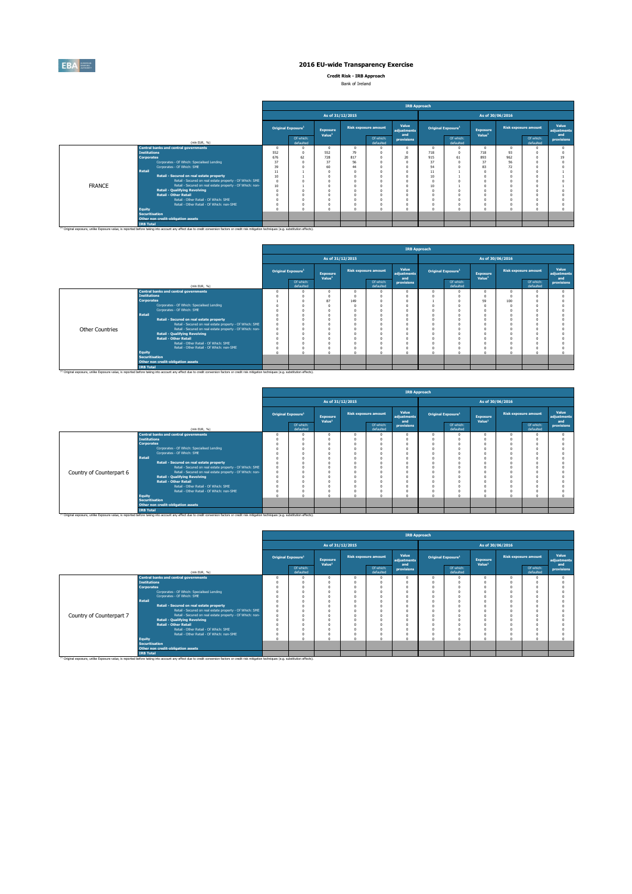# 2016 EU-wide Transparency Exercise

**Credit Risk - IRB Approach**

Bank of Ireland

**FRANCE**

| (mln EUR, %) | As of 31/12/2015 Original Exposure[1] | Of which: defaulted | Exposure Value[1] | Risk exposure amount | Of which: defaulted | Value adjustments and provisions | As of 30/06/2016 Original Exposure[1] | Of which: defaulted | Exposure Value[1] | Risk exposure amount | Of which: defaulted | Value adjustments and provisions |
|---|---|---|---|---|---|---|---|---|---|---|---|---|
| Central banks and central governments | 0 | 0 | 0 | 0 | 0 | 0 | 0 | 0 | 0 | 0 | 0 | 0 |
| Institutions | 552 | 0 | 552 | 79 | 0 | 0 | 718 | 0 | 718 | 93 | 0 | 0 |
| Corporates | 676 | 62 | 728 | 817 | 0 | 20 | 915 | 61 | 893 | 962 | 0 | 19 |
| Corporates - Of Which: Specialised Lending | 37 | 0 | 37 | 56 | 0 | 0 | 37 | 0 | 37 | 56 | 0 | 0 |
| Corporates - Of Which: SME | 39 | 0 | 60 | 44 | 0 | 0 | 54 | 0 | 83 | 72 | 0 | 0 |
| Retail | 11 | 1 | 0 | 0 | 0 | 0 | 11 | 1 | 0 | 0 | 0 | 1 |
| Retail - Secured on real estate property | 10 | 1 | 0 | 0 | 0 | 0 | 10 | 1 | 0 | 0 | 0 | 1 |
| Retail - Secured on real estate property - Of Which: SME | 0 | 0 | 0 | 0 | 0 | 0 | 0 | 0 | 0 | 0 | 0 | 0 |
| Retail - Secured on real estate property - Of Which: non-SME | 10 | 1 | 0 | 0 | 0 | 0 | 10 | 1 | 0 | 0 | 0 | 1 |
| Retail - Qualifying Revolving | 0 | 0 | 0 | 0 | 0 | 0 | 0 | 0 | 0 | 0 | 0 | 0 |
| Retail - Other Retail | 0 | 0 | 0 | 0 | 0 | 0 | 0 | 0 | 0 | 0 | 0 | 0 |
| Retail - Other Retail - Of Which: SME | 0 | 0 | 0 | 0 | 0 | 0 | 0 | 0 | 0 | 0 | 0 | 0 |
| Retail - Other Retail - Of Which: non-SME | 0 | 0 | 0 | 0 | 0 | 0 | 0 | 0 | 0 | 0 | 0 | 0 |
| Equity | 0 | 0 | 0 | 0 | 0 | 0 | 0 | 0 | 0 | 0 | 0 | 0 |
| Securitisation | | | | | | | | | | | | |
| Other non credit-obligation assets | | | | | | | | | | | | |
| IRB Total | | | | | | | | | | | | |

(1) Original exposure, unlike Exposure value, is reported before taking into account any effect due to credit conversion factors or credit risk mitigation techniques (e.g. substitution effects).

**Other Countries**

| (mln EUR, %) | As of 31/12/2015 Original Exposure[1] | Of which: defaulted | Exposure Value[1] | Risk exposure amount | Of which: defaulted | Value adjustments and provisions | As of 30/06/2016 Original Exposure[1] | Of which: defaulted | Exposure Value[1] | Risk exposure amount | Of which: defaulted | Value adjustments and provisions |
|---|---|---|---|---|---|---|---|---|---|---|---|---|
| Central banks and central governments | 0 | 0 | 0 | 0 | 0 | 0 | 0 | 0 | 0 | 0 | 0 | 0 |
| Institutions | 0 | 0 | 0 | 0 | 0 | 0 | 0 | 0 | 0 | 0 | 0 | 0 |
| Corporates | 1 | 0 | 87 | 149 | 0 | 0 | 1 | 0 | 59 | 100 | 0 | 0 |
| Corporates - Of Which: Specialised Lending | 0 | 0 | 0 | 0 | 0 | 0 | 0 | 0 | 0 | 0 | 0 | 0 |
| Corporates - Of Which: SME | 0 | 0 | 0 | 0 | 0 | 0 | 0 | 0 | 0 | 0 | 0 | 0 |
| Retail | 0 | 0 | 0 | 0 | 0 | 0 | 0 | 0 | 0 | 0 | 0 | 0 |
| Retail - Secured on real estate property | 0 | 0 | 0 | 0 | 0 | 0 | 0 | 0 | 0 | 0 | 0 | 0 |
| Retail - Secured on real estate property - Of Which: SME | 0 | 0 | 0 | 0 | 0 | 0 | 0 | 0 | 0 | 0 | 0 | 0 |
| Retail - Secured on real estate property - Of Which: non-SME | 0 | 0 | 0 | 0 | 0 | 0 | 0 | 0 | 0 | 0 | 0 | 0 |
| Retail - Qualifying Revolving | 0 | 0 | 0 | 0 | 0 | 0 | 0 | 0 | 0 | 0 | 0 | 0 |
| Retail - Other Retail | 0 | 0 | 0 | 0 | 0 | 0 | 0 | 0 | 0 | 0 | 0 | 0 |
| Retail - Other Retail - Of Which: SME | 0 | 0 | 0 | 0 | 0 | 0 | 0 | 0 | 0 | 0 | 0 | 0 |
| Retail - Other Retail - Of Which: non-SME | 0 | 0 | 0 | 0 | 0 | 0 | 0 | 0 | 0 | 0 | 0 | 0 |
| Equity | 0 | 0 | 0 | 0 | 0 | 0 | 0 | 0 | 0 | 0 | 0 | 0 |
| Securitisation | | | | | | | | | | | | |
| Other non credit-obligation assets | | | | | | | | | | | | |
| IRB Total | | | | | | | | | | | | |

(1) Original exposure, unlike Exposure value, is reported before taking into account any effect due to credit conversion factors or credit risk mitigation techniques (e.g. substitution effects).

**Country of Counterpart 6**

| (mln EUR, %) | As of 31/12/2015 Original Exposure[1] | Of which: defaulted | Exposure Value[1] | Risk exposure amount | Of which: defaulted | Value adjustments and provisions | As of 30/06/2016 Original Exposure[1] | Of which: defaulted | Exposure Value[1] | Risk exposure amount | Of which: defaulted | Value adjustments and provisions |
|---|---|---|---|---|---|---|---|---|---|---|---|---|
| Central banks and central governments | 0 | 0 | 0 | 0 | 0 | 0 | 0 | 0 | 0 | 0 | 0 | 0 |
| Institutions | 0 | 0 | 0 | 0 | 0 | 0 | 0 | 0 | 0 | 0 | 0 | 0 |
| Corporates | 0 | 0 | 0 | 0 | 0 | 0 | 0 | 0 | 0 | 0 | 0 | 0 |
| Corporates - Of Which: Specialised Lending | 0 | 0 | 0 | 0 | 0 | 0 | 0 | 0 | 0 | 0 | 0 | 0 |
| Corporates - Of Which: SME | 0 | 0 | 0 | 0 | 0 | 0 | 0 | 0 | 0 | 0 | 0 | 0 |
| Retail | 0 | 0 | 0 | 0 | 0 | 0 | 0 | 0 | 0 | 0 | 0 | 0 |
| Retail - Secured on real estate property | 0 | 0 | 0 | 0 | 0 | 0 | 0 | 0 | 0 | 0 | 0 | 0 |
| Retail - Secured on real estate property - Of Which: SME | 0 | 0 | 0 | 0 | 0 | 0 | 0 | 0 | 0 | 0 | 0 | 0 |
| Retail - Secured on real estate property - Of Which: non-SME | 0 | 0 | 0 | 0 | 0 | 0 | 0 | 0 | 0 | 0 | 0 | 0 |
| Retail - Qualifying Revolving | 0 | 0 | 0 | 0 | 0 | 0 | 0 | 0 | 0 | 0 | 0 | 0 |
| Retail - Other Retail | 0 | 0 | 0 | 0 | 0 | 0 | 0 | 0 | 0 | 0 | 0 | 0 |
| Retail - Other Retail - Of Which: SME | 0 | 0 | 0 | 0 | 0 | 0 | 0 | 0 | 0 | 0 | 0 | 0 |
| Retail - Other Retail - Of Which: non-SME | 0 | 0 | 0 | 0 | 0 | 0 | 0 | 0 | 0 | 0 | 0 | 0 |
| Equity | 0 | 0 | 0 | 0 | 0 | 0 | 0 | 0 | 0 | 0 | 0 | 0 |
| Securitisation | | | | | | | | | | | | |
| Other non credit-obligation assets | | | | | | | | | | | | |
| IRB Total | | | | | | | | | | | | |

(1) Original exposure, unlike Exposure value, is reported before taking into account any effect due to credit conversion factors or credit risk mitigation techniques (e.g. substitution effects).

**Country of Counterpart 7**

| (mln EUR, %) | As of 31/12/2015 Original Exposure[1] | Of which: defaulted | Exposure Value[1] | Risk exposure amount | Of which: defaulted | Value adjustments and provisions | As of 30/06/2016 Original Exposure[1] | Of which: defaulted | Exposure Value[1] | Risk exposure amount | Of which: defaulted | Value adjustments and provisions |
|---|---|---|---|---|---|---|---|---|---|---|---|---|
| Central banks and central governments | 0 | 0 | 0 | 0 | 0 | 0 | 0 | 0 | 0 | 0 | 0 | 0 |
| Institutions | 0 | 0 | 0 | 0 | 0 | 0 | 0 | 0 | 0 | 0 | 0 | 0 |
| Corporates | 0 | 0 | 0 | 0 | 0 | 0 | 0 | 0 | 0 | 0 | 0 | 0 |
| Corporates - Of Which: Specialised Lending | 0 | 0 | 0 | 0 | 0 | 0 | 0 | 0 | 0 | 0 | 0 | 0 |
| Corporates - Of Which: SME | 0 | 0 | 0 | 0 | 0 | 0 | 0 | 0 | 0 | 0 | 0 | 0 |
| Retail | 0 | 0 | 0 | 0 | 0 | 0 | 0 | 0 | 0 | 0 | 0 | 0 |
| Retail - Secured on real estate property | 0 | 0 | 0 | 0 | 0 | 0 | 0 | 0 | 0 | 0 | 0 | 0 |
| Retail - Secured on real estate property - Of Which: SME | 0 | 0 | 0 | 0 | 0 | 0 | 0 | 0 | 0 | 0 | 0 | 0 |
| Retail - Secured on real estate property - Of Which: non-SME | 0 | 0 | 0 | 0 | 0 | 0 | 0 | 0 | 0 | 0 | 0 | 0 |
| Retail - Qualifying Revolving | 0 | 0 | 0 | 0 | 0 | 0 | 0 | 0 | 0 | 0 | 0 | 0 |
| Retail - Other Retail | 0 | 0 | 0 | 0 | 0 | 0 | 0 | 0 | 0 | 0 | 0 | 0 |
| Retail - Other Retail - Of Which: SME | 0 | 0 | 0 | 0 | 0 | 0 | 0 | 0 | 0 | 0 | 0 | 0 |
| Retail - Other Retail - Of Which: non-SME | 0 | 0 | 0 | 0 | 0 | 0 | 0 | 0 | 0 | 0 | 0 | 0 |
| Equity | 0 | 0 | 0 | 0 | 0 | 0 | 0 | 0 | 0 | 0 | 0 | 0 |
| Securitisation | | | | | | | | | | | | |
| Other non credit-obligation assets | | | | | | | | | | | | |
| IRB Total | | | | | | | | | | | | |

(1) Original exposure, unlike Exposure value, is reported before taking into account any effect due to credit conversion factors or credit risk mitigation techniques (e.g. substitution effects).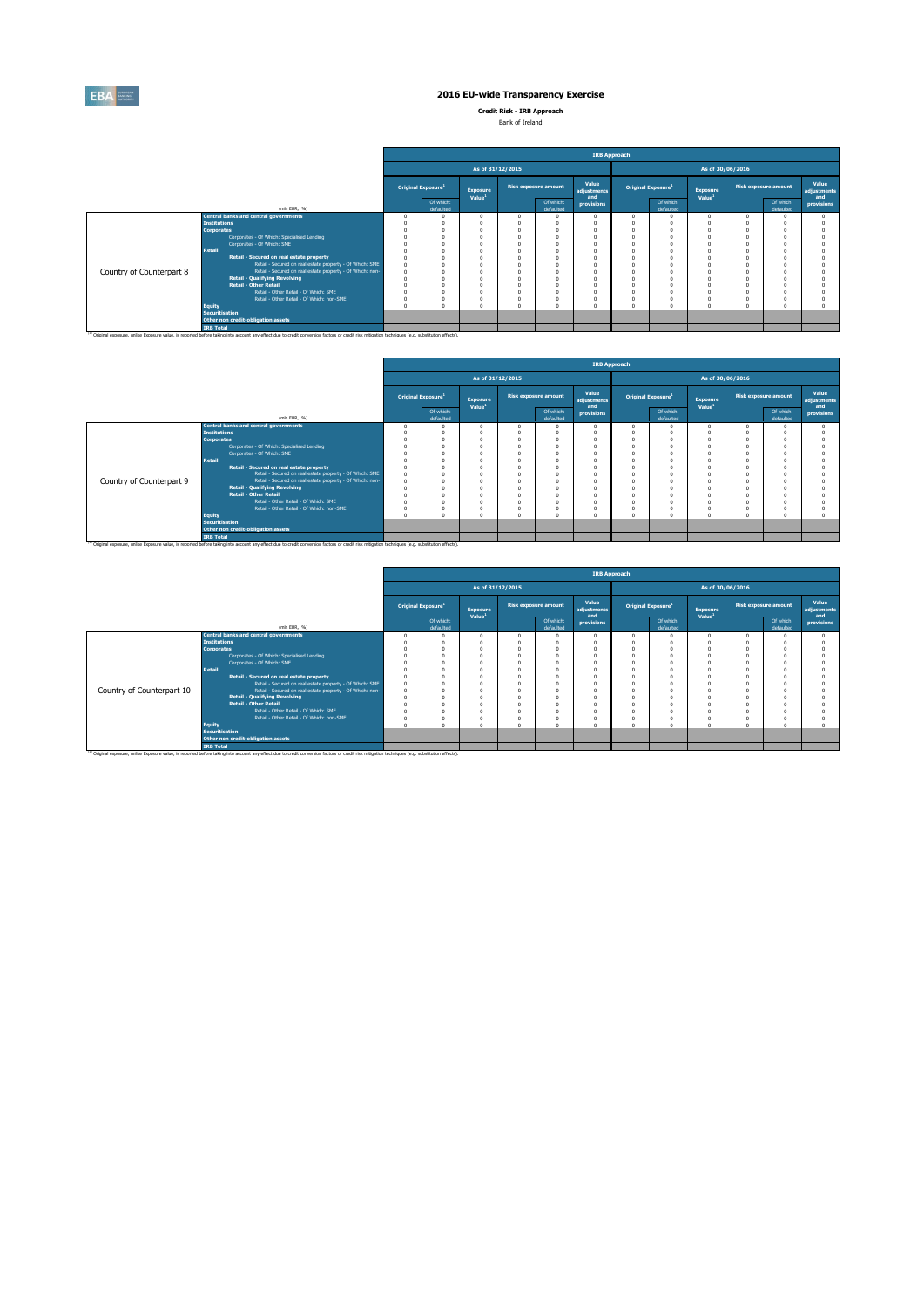# 2016 EU-wide Transparency Exercise

**Credit Risk - IRB Approach**

Bank of Ireland

| | (mln EUR, %) | IRB Approach | | | | | | | | | | | |
|---|---|---|---|---|---|---|---|---|---|---|---|---|---|
| | | As of 31/12/2015 | | | | | | As of 30/06/2016 | | | | | |
| | | Original Exposure[1] | | Exposure Value[1] | Risk exposure amount | | Value adjustments and provisions | Original Exposure[1] | | Exposure Value[1] | Risk exposure amount | | Value adjustments and provisions |
| | | | Of which: defaulted | | | Of which: defaulted | | | Of which: defaulted | | | Of which: defaulted | |
| Country of Counterpart 8 | **Central banks and central governments** | 0 | 0 | 0 | 0 | 0 | 0 | 0 | 0 | 0 | 0 | 0 | 0 |
| | **Institutions** | 0 | 0 | 0 | 0 | 0 | 0 | 0 | 0 | 0 | 0 | 0 | 0 |
| | **Corporates** | 0 | 0 | 0 | 0 | 0 | 0 | 0 | 0 | 0 | 0 | 0 | 0 |
| | Corporates - Of Which: Specialised Lending | 0 | 0 | 0 | 0 | 0 | 0 | 0 | 0 | 0 | 0 | 0 | 0 |
| | Corporates - Of Which: SME | 0 | 0 | 0 | 0 | 0 | 0 | 0 | 0 | 0 | 0 | 0 | 0 |
| | **Retail** | 0 | 0 | 0 | 0 | 0 | 0 | 0 | 0 | 0 | 0 | 0 | 0 |
| | **Retail - Secured on real estate property** | 0 | 0 | 0 | 0 | 0 | 0 | 0 | 0 | 0 | 0 | 0 | 0 |
| | Retail - Secured on real estate property - Of Which: SME | 0 | 0 | 0 | 0 | 0 | 0 | 0 | 0 | 0 | 0 | 0 | 0 |
| | Retail - Secured on real estate property - Of Which: non-SME | 0 | 0 | 0 | 0 | 0 | 0 | 0 | 0 | 0 | 0 | 0 | 0 |
| | **Retail - Qualifying Revolving** | 0 | 0 | 0 | 0 | 0 | 0 | 0 | 0 | 0 | 0 | 0 | 0 |
| | **Retail - Other Retail** | 0 | 0 | 0 | 0 | 0 | 0 | 0 | 0 | 0 | 0 | 0 | 0 |
| | Retail - Other Retail - Of Which: SME | 0 | 0 | 0 | 0 | 0 | 0 | 0 | 0 | 0 | 0 | 0 | 0 |
| | Retail - Other Retail - Of Which: non-SME | 0 | 0 | 0 | 0 | 0 | 0 | 0 | 0 | 0 | 0 | 0 | 0 |
| | **Equity** | 0 | 0 | 0 | 0 | 0 | 0 | 0 | 0 | 0 | 0 | 0 | 0 |
| | **Securitisation** | | | | | | | | | | | | |
| | **Other non credit-obligation assets** | | | | | | | | | | | | |
| | **IRB Total** | | | | | | | | | | | | |

[1] Original exposure, unlike Exposure value, is reported before taking into account any effect due to credit conversion factors or credit risk mitigation techniques (e.g. substitution effects).

| | (mln EUR, %) | IRB Approach | | | | | | | | | | | |
|---|---|---|---|---|---|---|---|---|---|---|---|---|---|
| | | As of 31/12/2015 | | | | | | As of 30/06/2016 | | | | | |
| | | Original Exposure[1] | | Exposure Value[1] | Risk exposure amount | | Value adjustments and provisions | Original Exposure[1] | | Exposure Value[1] | Risk exposure amount | | Value adjustments and provisions |
| | | | Of which: defaulted | | | Of which: defaulted | | | Of which: defaulted | | | Of which: defaulted | |
| Country of Counterpart 9 | **Central banks and central governments** | 0 | 0 | 0 | 0 | 0 | 0 | 0 | 0 | 0 | 0 | 0 | 0 |
| | **Institutions** | 0 | 0 | 0 | 0 | 0 | 0 | 0 | 0 | 0 | 0 | 0 | 0 |
| | **Corporates** | 0 | 0 | 0 | 0 | 0 | 0 | 0 | 0 | 0 | 0 | 0 | 0 |
| | Corporates - Of Which: Specialised Lending | 0 | 0 | 0 | 0 | 0 | 0 | 0 | 0 | 0 | 0 | 0 | 0 |
| | Corporates - Of Which: SME | 0 | 0 | 0 | 0 | 0 | 0 | 0 | 0 | 0 | 0 | 0 | 0 |
| | **Retail** | 0 | 0 | 0 | 0 | 0 | 0 | 0 | 0 | 0 | 0 | 0 | 0 |
| | **Retail - Secured on real estate property** | 0 | 0 | 0 | 0 | 0 | 0 | 0 | 0 | 0 | 0 | 0 | 0 |
| | Retail - Secured on real estate property - Of Which: SME | 0 | 0 | 0 | 0 | 0 | 0 | 0 | 0 | 0 | 0 | 0 | 0 |
| | Retail - Secured on real estate property - Of Which: non-SME | 0 | 0 | 0 | 0 | 0 | 0 | 0 | 0 | 0 | 0 | 0 | 0 |
| | **Retail - Qualifying Revolving** | 0 | 0 | 0 | 0 | 0 | 0 | 0 | 0 | 0 | 0 | 0 | 0 |
| | **Retail - Other Retail** | 0 | 0 | 0 | 0 | 0 | 0 | 0 | 0 | 0 | 0 | 0 | 0 |
| | Retail - Other Retail - Of Which: SME | 0 | 0 | 0 | 0 | 0 | 0 | 0 | 0 | 0 | 0 | 0 | 0 |
| | Retail - Other Retail - Of Which: non-SME | 0 | 0 | 0 | 0 | 0 | 0 | 0 | 0 | 0 | 0 | 0 | 0 |
| | **Equity** | 0 | 0 | 0 | 0 | 0 | 0 | 0 | 0 | 0 | 0 | 0 | 0 |
| | **Securitisation** | | | | | | | | | | | | |
| | **Other non credit-obligation assets** | | | | | | | | | | | | |
| | **IRB Total** | | | | | | | | | | | | |

[1] Original exposure, unlike Exposure value, is reported before taking into account any effect due to credit conversion factors or credit risk mitigation techniques (e.g. substitution effects).

| | (mln EUR, %) | IRB Approach | | | | | | | | | | | |
|---|---|---|---|---|---|---|---|---|---|---|---|---|---|
| | | As of 31/12/2015 | | | | | | As of 30/06/2016 | | | | | |
| | | Original Exposure[1] | | Exposure Value[1] | Risk exposure amount | | Value adjustments and provisions | Original Exposure[1] | | Exposure Value[1] | Risk exposure amount | | Value adjustments and provisions |
| | | | Of which: defaulted | | | Of which: defaulted | | | Of which: defaulted | | | Of which: defaulted | |
| Country of Counterpart 10 | **Central banks and central governments** | 0 | 0 | 0 | 0 | 0 | 0 | 0 | 0 | 0 | 0 | 0 | 0 |
| | **Institutions** | 0 | 0 | 0 | 0 | 0 | 0 | 0 | 0 | 0 | 0 | 0 | 0 |
| | **Corporates** | 0 | 0 | 0 | 0 | 0 | 0 | 0 | 0 | 0 | 0 | 0 | 0 |
| | Corporates - Of Which: Specialised Lending | 0 | 0 | 0 | 0 | 0 | 0 | 0 | 0 | 0 | 0 | 0 | 0 |
| | Corporates - Of Which: SME | 0 | 0 | 0 | 0 | 0 | 0 | 0 | 0 | 0 | 0 | 0 | 0 |
| | **Retail** | 0 | 0 | 0 | 0 | 0 | 0 | 0 | 0 | 0 | 0 | 0 | 0 |
| | **Retail - Secured on real estate property** | 0 | 0 | 0 | 0 | 0 | 0 | 0 | 0 | 0 | 0 | 0 | 0 |
| | Retail - Secured on real estate property - Of Which: SME | 0 | 0 | 0 | 0 | 0 | 0 | 0 | 0 | 0 | 0 | 0 | 0 |
| | Retail - Secured on real estate property - Of Which: non-SME | 0 | 0 | 0 | 0 | 0 | 0 | 0 | 0 | 0 | 0 | 0 | 0 |
| | **Retail - Qualifying Revolving** | 0 | 0 | 0 | 0 | 0 | 0 | 0 | 0 | 0 | 0 | 0 | 0 |
| | **Retail - Other Retail** | 0 | 0 | 0 | 0 | 0 | 0 | 0 | 0 | 0 | 0 | 0 | 0 |
| | Retail - Other Retail - Of Which: SME | 0 | 0 | 0 | 0 | 0 | 0 | 0 | 0 | 0 | 0 | 0 | 0 |
| | Retail - Other Retail - Of Which: non-SME | 0 | 0 | 0 | 0 | 0 | 0 | 0 | 0 | 0 | 0 | 0 | 0 |
| | **Equity** | 0 | 0 | 0 | 0 | 0 | 0 | 0 | 0 | 0 | 0 | 0 | 0 |
| | **Securitisation** | | | | | | | | | | | | |
| | **Other non credit-obligation assets** | | | | | | | | | | | | |
| | **IRB Total** | | | | | | | | | | | | |

[1] Original exposure, unlike Exposure value, is reported before taking into account any effect due to credit conversion factors or credit risk mitigation techniques (e.g. substitution effects).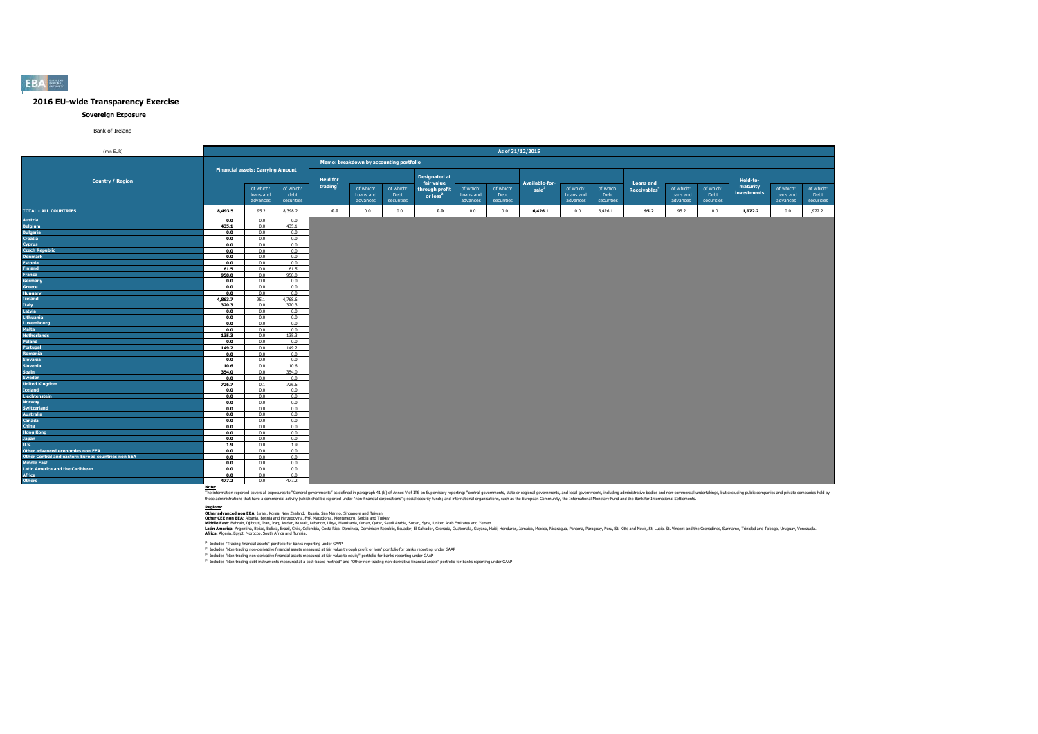# 2016 EU-wide Transparency Exercise

## Sovereign Exposure

Bank of Ireland

| (mln EUR) | As of 31/12/2015 | | | | | | | | | | | | | | | | | |
|---|---|---|---|---|---|---|---|---|---|---|---|---|---|---|---|---|---|---|
| | Financial assets: Carrying Amount | | | Memo: breakdown by accounting portfolio | | | | | | | | | | | | | | |
| Country / Region | | of which: loans and advances | of which: debt securities | Held for trading[1] | of which: Loans and advances | of which: Debt securities | Designated at fair value through profit or loss[2] | of which: Loans and advances | of which: Debt securities | Available-for-sale[3] | of which: Loans and advances | of which: Debt securities | Loans and Receivables[4] | of which: Loans and advances | of which: Debt securities | Held-to-maturity investments | of which: Loans and advances | of which: Debt securities |
| TOTAL - ALL COUNTRIES | 8,493.5 | 95.2 | 8,398.2 | 0.0 | 0.0 | 0.0 | 0.0 | 0.0 | 0.0 | 6,426.1 | 0.0 | 6,426.1 | 95.2 | 95.2 | 0.0 | 1,972.2 | 0.0 | 1,972.2 |
| Austria | 0.0 | 0.0 | 0.0 | | | | | | | | | | | | | | | |
| Belgium | 435.1 | 0.0 | 435.1 | | | | | | | | | | | | | | | |
| Bulgaria | 0.0 | 0.0 | 0.0 | | | | | | | | | | | | | | | |
| Croatia | 0.0 | 0.0 | 0.0 | | | | | | | | | | | | | | | |
| Cyprus | 0.0 | 0.0 | 0.0 | | | | | | | | | | | | | | | |
| Czech Republic | 0.0 | 0.0 | 0.0 | | | | | | | | | | | | | | | |
| Denmark | 0.0 | 0.0 | 0.0 | | | | | | | | | | | | | | | |
| Estonia | 0.0 | 0.0 | 0.0 | | | | | | | | | | | | | | | |
| Finland | 61.5 | 0.0 | 61.5 | | | | | | | | | | | | | | | |
| France | 958.0 | 0.0 | 958.0 | | | | | | | | | | | | | | | |
| Germany | 0.0 | 0.0 | 0.0 | | | | | | | | | | | | | | | |
| Greece | 0.0 | 0.0 | 0.0 | | | | | | | | | | | | | | | |
| Hungary | 0.0 | 0.0 | 0.0 | | | | | | | | | | | | | | | |
| Ireland | 4,863.7 | 95.1 | 4,768.6 | | | | | | | | | | | | | | | |
| Italy | 320.3 | 0.0 | 320.3 | | | | | | | | | | | | | | | |
| Latvia | 0.0 | 0.0 | 0.0 | | | | | | | | | | | | | | | |
| Lithuania | 0.0 | 0.0 | 0.0 | | | | | | | | | | | | | | | |
| Luxembourg | 0.0 | 0.0 | 0.0 | | | | | | | | | | | | | | | |
| Malta | 0.0 | 0.0 | 0.0 | | | | | | | | | | | | | | | |
| Netherlands | 135.3 | 0.0 | 135.3 | | | | | | | | | | | | | | | |
| Poland | 0.0 | 0.0 | 0.0 | | | | | | | | | | | | | | | |
| Portugal | 149.2 | 0.0 | 149.2 | | | | | | | | | | | | | | | |
| Romania | 0.0 | 0.0 | 0.0 | | | | | | | | | | | | | | | |
| Slovakia | 0.0 | 0.0 | 0.0 | | | | | | | | | | | | | | | |
| Slovenia | 10.6 | 0.0 | 10.6 | | | | | | | | | | | | | | | |
| Spain | 354.0 | 0.0 | 354.0 | | | | | | | | | | | | | | | |
| Sweden | 0.0 | 0.0 | 0.0 | | | | | | | | | | | | | | | |
| United Kingdom | 726.7 | 0.1 | 726.6 | | | | | | | | | | | | | | | |
| Iceland | 0.0 | 0.0 | 0.0 | | | | | | | | | | | | | | | |
| Liechtenstein | 0.0 | 0.0 | 0.0 | | | | | | | | | | | | | | | |
| Norway | 0.0 | 0.0 | 0.0 | | | | | | | | | | | | | | | |
| Switzerland | 0.0 | 0.0 | 0.0 | | | | | | | | | | | | | | | |
| Australia | 0.0 | 0.0 | 0.0 | | | | | | | | | | | | | | | |
| Canada | 0.0 | 0.0 | 0.0 | | | | | | | | | | | | | | | |
| China | 0.0 | 0.0 | 0.0 | | | | | | | | | | | | | | | |
| Hong Kong | 0.0 | 0.0 | 0.0 | | | | | | | | | | | | | | | |
| Japan | 0.0 | 0.0 | 0.0 | | | | | | | | | | | | | | | |
| U.S. | 1.9 | 0.0 | 1.9 | | | | | | | | | | | | | | | |
| Other advanced economies non EEA | 0.0 | 0.0 | 0.0 | | | | | | | | | | | | | | | |
| Other Central and eastern Europe countries non EEA | 0.0 | 0.0 | 0.0 | | | | | | | | | | | | | | | |
| Middle East | 0.0 | 0.0 | 0.0 | | | | | | | | | | | | | | | |
| Latin America and the Caribbean | 0.0 | 0.0 | 0.0 | | | | | | | | | | | | | | | |
| Africa | 0.0 | 0.0 | 0.0 | | | | | | | | | | | | | | | |
| Others | 477.2 | 0.0 | 477.2 | | | | | | | | | | | | | | | |

**Note:**

The information reported covers all exposures to "General governments" as defined in paragraph 41 (b) of Annex V of ITS on Supervisory reporting: "central governments, state or regional governments, and local governments, including administrative bodies and non-commercial undertakings, but excluding public companies and private companies held by these administrations that have a commercial activity (which shall be reported under "non-financial corporations"); social security funds; and international organisations, such as the European Community, the International Monetary Fund and the Bank for International Settlements.

**Regions:**

**Other advanced non EEA:** Israel, Korea, New Zealand, Russia, San Marino, Singapore and Taiwan.
**Other CEE non EEA:** Albania, Bosnia and Herzegovina, FYR Macedonia, Montenegro, Serbia and Turkey.
**Middle East:** Bahrain, Djibouti, Iran, Iraq, Jordan, Kuwait, Lebanon, Libya, Mauritania, Oman, Qatar, Saudi Arabia, Sudan, Syria, United Arab Emirates and Yemen.
**Latin America:** Argentina, Belize, Bolivia, Brazil, Chile, Colombia, Costa Rica, Dominica, Dominican Republic, Ecuador, El Salvador, Grenada, Guatemala, Guyana, Haiti, Honduras, Jamaica, Mexico, Nicaragua, Panama, Paraguay, Peru, St. Kitts and Nevis, St. Lucia, St. Vincent and the Grenadines, Suriname, Trinidad and Tobago, Uruguay, Venezuela.
**Africa:** Algeria, Egypt, Morocco, South Africa and Tunisia.

[1] Includes "Trading financial assets" portfolio for banks reporting under GAAP

[2] Includes "Non-trading non-derivative financial assets measured at fair value through profit or loss" portfolio for banks reporting under GAAP

[3] Includes "Non-trading non-derivative financial assets measured at fair value to equity" portfolio for banks reporting under GAAP

[4] Includes "Non-trading debt instruments measured at a cost-based method" and "Other non-trading non-derivative financial assets" portfolio for banks reporting under GAAP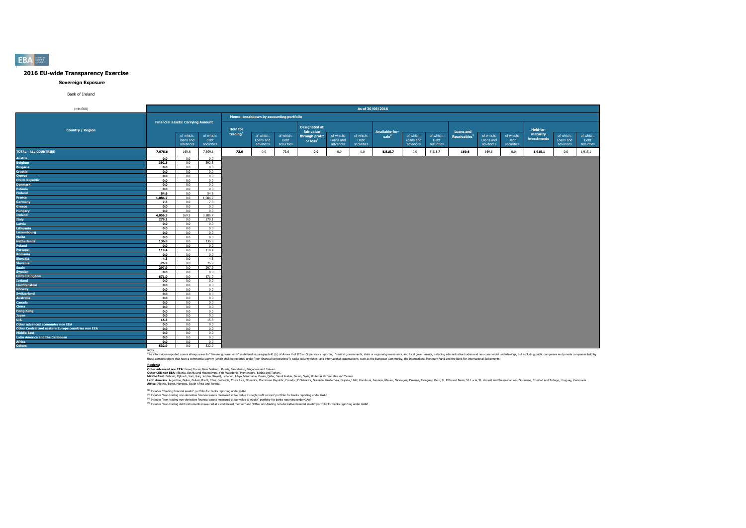# 2016 EU-wide Transparency Exercise

## Sovereign Exposure

Bank of Ireland

| (mln EUR) | As of 30/06/2016 | | | | | | | | | | | | | | | | | |
|---|---|---|---|---|---|---|---|---|---|---|---|---|---|---|---|---|---|---|
| | | | | Memo: breakdown by accounting portfolio | | | | | | | | | | | | | | |
| Country / Region | Financial assets: Carrying Amount | of which: loans and advances | of which: debt securities | Held for trading[1] | of which: Loans and advances | of which: Debt securities | Designated at fair value through profit or loss[2] | of which: Loans and advances | of which: Debt securities | Available-for-sale[3] | of which: Loans and advances | of which: Debt securities | Loans and Receivables[4] | of which: Loans and advances | of which: Debt securities | Held-to-maturity investments | of which: Loans and advances | of which: Debt securities |
| TOTAL - ALL COUNTRIES | 7,678.6 | 169.6 | 7,509.1 | 73.6 | 0.0 | 73.6 | 0.0 | 0.0 | 0.0 | 5,518.7 | 0.0 | 5,518.7 | 169.6 | 169.6 | 0.0 | 1,915.1 | 0.0 | 1,915.1 |
| Austria | 0.0 | 0.0 | 0.0 | | | | | | | | | | | | | | | |
| Belgium | 392.3 | 0.0 | 392.3 | | | | | | | | | | | | | | | |
| Bulgaria | 0.0 | 0.0 | 0.0 | | | | | | | | | | | | | | | |
| Croatia | 0.0 | 0.0 | 0.0 | | | | | | | | | | | | | | | |
| Cyprus | 0.0 | 0.0 | 0.0 | | | | | | | | | | | | | | | |
| Czech Republic | 0.0 | 0.0 | 0.0 | | | | | | | | | | | | | | | |
| Denmark | 0.0 | 0.0 | 0.0 | | | | | | | | | | | | | | | |
| Estonia | 0.0 | 0.0 | 0.0 | | | | | | | | | | | | | | | |
| Finland | 54.6 | 0.0 | 54.6 | | | | | | | | | | | | | | | |
| France | 1,084.7 | 0.0 | 1,084.7 | | | | | | | | | | | | | | | |
| Germany | 7.3 | 0.0 | 7.3 | | | | | | | | | | | | | | | |
| Greece | 0.0 | 0.0 | 0.0 | | | | | | | | | | | | | | | |
| Hungary | 0.0 | 0.0 | 0.0 | | | | | | | | | | | | | | | |
| Ireland | 4,056.3 | 169.5 | 3,886.7 | | | | | | | | | | | | | | | |
| Italy | 279.1 | 0.0 | 279.1 | | | | | | | | | | | | | | | |
| Latvia | 0.0 | 0.0 | 0.0 | | | | | | | | | | | | | | | |
| Lithuania | 0.0 | 0.0 | 0.0 | | | | | | | | | | | | | | | |
| Luxembourg | 0.0 | 0.0 | 0.0 | | | | | | | | | | | | | | | |
| Malta | 0.0 | 0.0 | 0.0 | | | | | | | | | | | | | | | |
| Netherlands | 136.8 | 0.0 | 136.8 | | | | | | | | | | | | | | | |
| Poland | 0.0 | 0.0 | 0.0 | | | | | | | | | | | | | | | |
| Portugal | 119.4 | 0.0 | 119.4 | | | | | | | | | | | | | | | |
| Romania | 0.0 | 0.0 | 0.0 | | | | | | | | | | | | | | | |
| Slovakia | 4.3 | 0.0 | 4.3 | | | | | | | | | | | | | | | |
| Slovenia | 26.9 | 0.0 | 26.9 | | | | | | | | | | | | | | | |
| Spain | 297.9 | 0.0 | 297.9 | | | | | | | | | | | | | | | |
| Sweden | 0.0 | 0.0 | 0.0 | | | | | | | | | | | | | | | |
| United Kingdom | 671.0 | 0.0 | 671.0 | | | | | | | | | | | | | | | |
| Iceland | 0.0 | 0.0 | 0.0 | | | | | | | | | | | | | | | |
| Liechtenstein | 0.0 | 0.0 | 0.0 | | | | | | | | | | | | | | | |
| Norway | 0.0 | 0.0 | 0.0 | | | | | | | | | | | | | | | |
| Switzerland | 0.0 | 0.0 | 0.0 | | | | | | | | | | | | | | | |
| Australia | 0.0 | 0.0 | 0.0 | | | | | | | | | | | | | | | |
| Canada | 0.0 | 0.0 | 0.0 | | | | | | | | | | | | | | | |
| China | 0.0 | 0.0 | 0.0 | | | | | | | | | | | | | | | |
| Hong Kong | 0.0 | 0.0 | 0.0 | | | | | | | | | | | | | | | |
| Japan | 0.0 | 0.0 | 0.0 | | | | | | | | | | | | | | | |
| U.S. | 15.3 | 0.0 | 15.3 | | | | | | | | | | | | | | | |
| Other advanced economies non EEA | 0.0 | 0.0 | 0.0 | | | | | | | | | | | | | | | |
| Other Central and eastern Europe countries non EEA | 0.0 | 0.0 | 0.0 | | | | | | | | | | | | | | | |
| Middle East | 0.0 | 0.0 | 0.0 | | | | | | | | | | | | | | | |
| Latin America and the Caribbean | 0.0 | 0.0 | 0.0 | | | | | | | | | | | | | | | |
| Africa | 0.0 | 0.0 | 0.0 | | | | | | | | | | | | | | | |
| Others | 532.9 | 0.0 | 532.9 | | | | | | | | | | | | | | | |

**Note:**
The information reported covers all exposures to "General governments" as defined in paragraph 41 (b) of Annex V of ITS on Supervisory reporting: "central governments, state or regional governments, and local governments, including administrative bodies and non-commercial undertakings, but excluding public companies and private companies held by these administrations that have a commercial activity (which shall be reported under "non-financial corporations"); social security funds; and international organisations, such as the European Community, the International Monetary Fund and the Bank for International Settlements.

**Regions:**
**Other advanced non EEA:** Israel, Korea, New Zealand, Russia, San Marino, Singapore and Taiwan.
**Other CEE non EEA:** Albania, Bosnia and Herzegovina, FYR Macedonia, Montenegro, Serbia and Turkey.
**Middle East:** Bahrain, Djibouti, Iran, Iraq, Jordan, Kuwait, Lebanon, Libya, Mauritania, Oman, Qatar, Saudi Arabia, Sudan, Syria, United Arab Emirates and Yemen.
**Latin America:** Argentina, Belize, Bolivia, Brazil, Chile, Colombia, Costa Rica, Dominica, Dominican Republic, Ecuador, El Salvador, Grenada, Guatemala, Guyana, Haiti, Honduras, Jamaica, Mexico, Nicaragua, Panama, Paraguay, Peru, St. Kitts and Nevis, St. Lucia, St. Vincent and the Grenadines, Suriname, Trinidad and Tobago, Uruguay, Venezuela.
**Africa:** Algeria, Egypt, Morocco, South Africa and Tunisia.

[1] Includes "Trading financial assets" portfolio for banks reporting under GAAP
[2] Includes "Non-trading non-derivative financial assets measured at fair value through profit or loss" portfolio for banks reporting under GAAP
[3] Includes "Non-trading non-derivative financial assets measured at fair value to equity" portfolio for banks reporting under GAAP
[4] Includes "Non-trading debt instruments measured at a cost-based method" and "Other non-trading non-derivative financial assets" portfolio for banks reporting under GAAP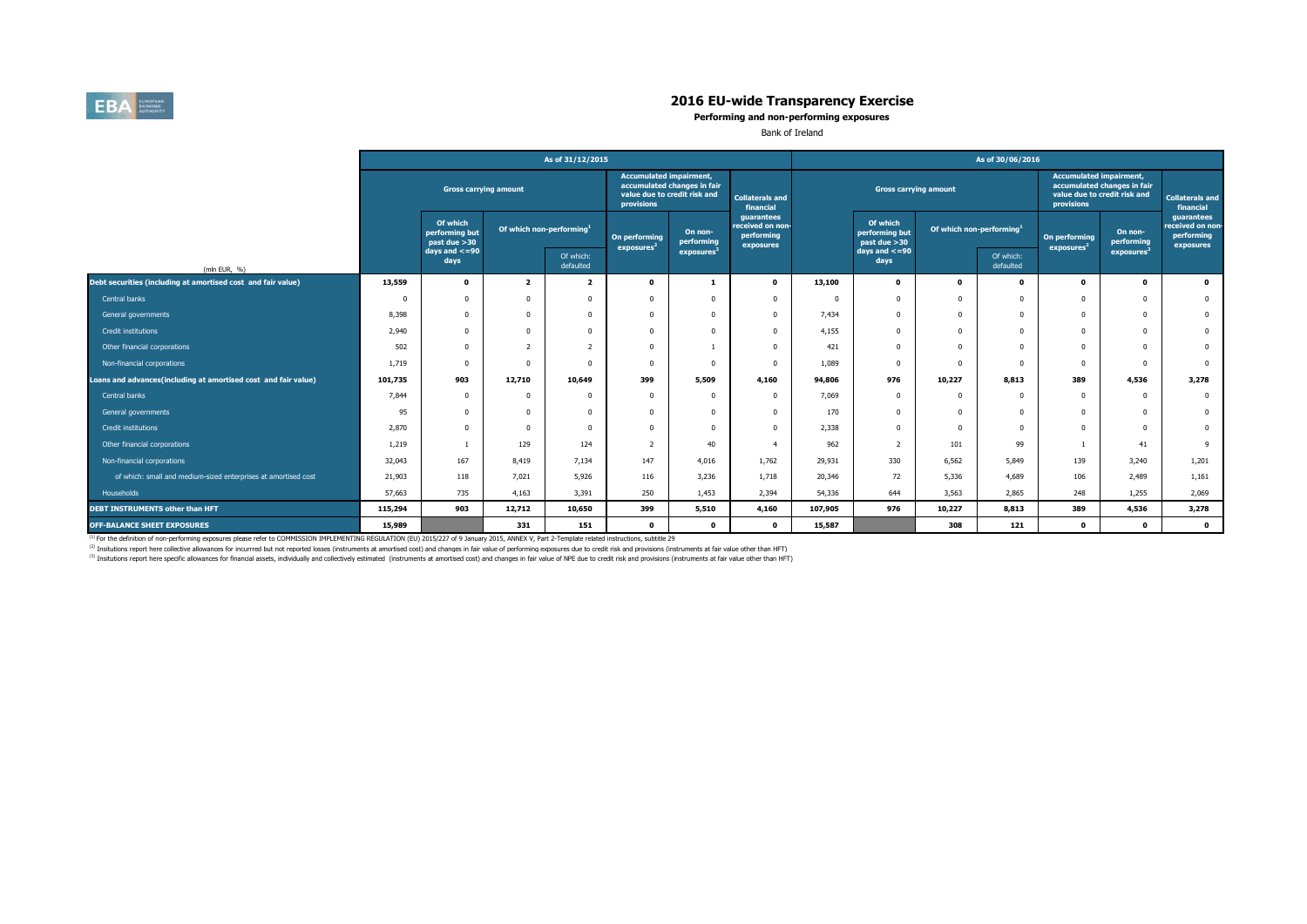# 2016 EU-wide Transparency Exercise

**Performing and non-performing exposures**

Bank of Ireland

| (mln EUR, %) | As of 31/12/2015 | | | | | | | As of 30/06/2016 | | | | | | |
|---|---|---|---|---|---|---|---|---|---|---|---|---|---|---|
| | Gross carrying amount | | | | Accumulated impairment, accumulated changes in fair value due to credit risk and provisions | | Collaterals and financial guarantees received on non-performing exposures | Gross carrying amount | | | | Accumulated impairment, accumulated changes in fair value due to credit risk and provisions | | Collaterals and financial guarantees received on non-performing exposures |
| | | Of which performing but past due >30 days and <=90 days | Of which non-performing[1] | | On performing exposures[2] | On non-performing exposures[3] | | | Of which performing but past due >30 days and <=90 days | Of which non-performing[1] | | On performing exposures[2] | On non-performing exposures[3] | |
| | | | | Of which: defaulted | | | | | | | Of which: defaulted | | | |
| **Debt securities (including at amortised cost and fair value)** | **13,559** | **0** | **2** | **2** | **0** | **1** | **0** | **13,100** | **0** | **0** | **0** | **0** | **0** | **0** |
| Central banks | 0 | 0 | 0 | 0 | 0 | 0 | 0 | 0 | 0 | 0 | 0 | 0 | 0 | 0 |
| General governments | 8,398 | 0 | 0 | 0 | 0 | 0 | 0 | 7,434 | 0 | 0 | 0 | 0 | 0 | 0 |
| Credit institutions | 2,940 | 0 | 0 | 0 | 0 | 0 | 0 | 4,155 | 0 | 0 | 0 | 0 | 0 | 0 |
| Other financial corporations | 502 | 0 | 2 | 2 | 0 | 1 | 0 | 421 | 0 | 0 | 0 | 0 | 0 | 0 |
| Non-financial corporations | 1,719 | 0 | 0 | 0 | 0 | 0 | 0 | 1,089 | 0 | 0 | 0 | 0 | 0 | 0 |
| **Loans and advances(including at amortised cost and fair value)** | **101,735** | **903** | **12,710** | **10,649** | **399** | **5,509** | **4,160** | **94,806** | **976** | **10,227** | **8,813** | **389** | **4,536** | **3,278** |
| Central banks | 7,844 | 0 | 0 | 0 | 0 | 0 | 0 | 7,069 | 0 | 0 | 0 | 0 | 0 | 0 |
| General governments | 95 | 0 | 0 | 0 | 0 | 0 | 0 | 170 | 0 | 0 | 0 | 0 | 0 | 0 |
| Credit institutions | 2,870 | 0 | 0 | 0 | 0 | 0 | 0 | 2,338 | 0 | 0 | 0 | 0 | 0 | 0 |
| Other financial corporations | 1,219 | 1 | 129 | 124 | 2 | 40 | 4 | 962 | 2 | 101 | 99 | 1 | 41 | 9 |
| Non-financial corporations | 32,043 | 167 | 8,419 | 7,134 | 147 | 4,016 | 1,762 | 29,931 | 330 | 6,562 | 5,849 | 139 | 3,240 | 1,201 |
| of which: small and medium-sized enterprises at amortised cost | 21,903 | 118 | 7,021 | 5,926 | 116 | 3,236 | 1,718 | 20,346 | 72 | 5,336 | 4,689 | 106 | 2,489 | 1,161 |
| Households | 57,663 | 735 | 4,163 | 3,391 | 250 | 1,453 | 2,394 | 54,336 | 644 | 3,563 | 2,865 | 248 | 1,255 | 2,069 |
| **DEBT INSTRUMENTS other than HFT** | **115,294** | **903** | **12,712** | **10,650** | **399** | **5,510** | **4,160** | **107,905** | **976** | **10,227** | **8,813** | **389** | **4,536** | **3,278** |
| **OFF-BALANCE SHEET EXPOSURES** | **15,989** | | **331** | **151** | **0** | **0** | **0** | **15,587** | | **308** | **121** | **0** | **0** | **0** |

[1] For the definition of non-performing exposures please refer to COMMISSION IMPLEMENTING REGULATION (EU) 2015/227 of 9 January 2015, ANNEX V, Part 2-Template related instructions, subtitle 29

[2] Insitutions report here collective allowances for incurrred but not reported losses (instruments at amortised cost) and changes in fair value of performing exposures due to credit risk and provisions (instruments at fair value other than HFT)

[3] Insitutions report here specific allowances for financial assets, individually and collectively estimated (instruments at amortised cost) and changes in fair value of NPE due to credit risk and provisions (instruments at fair value other than HFT)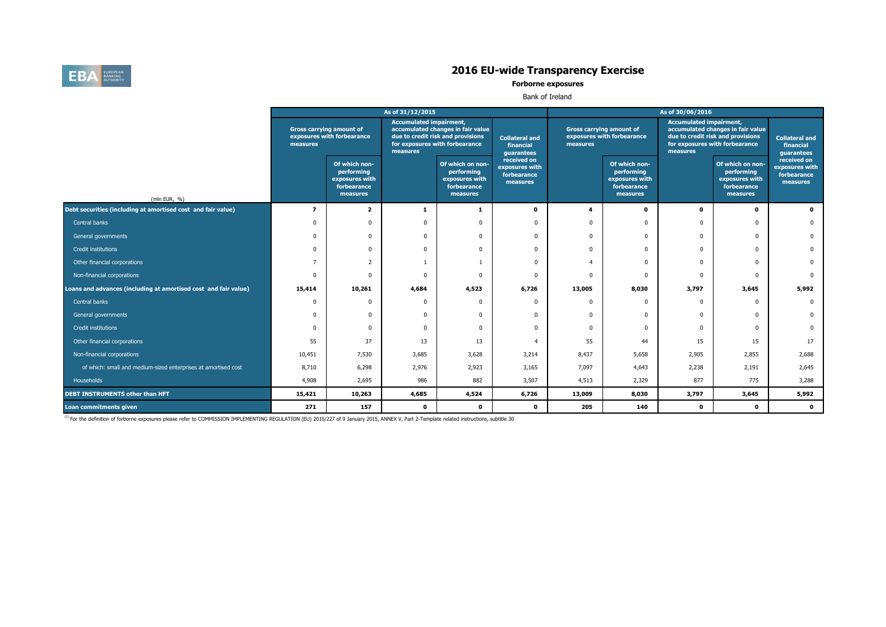# 2016 EU-wide Transparency Exercise

## Forborne exposures

Bank of Ireland

| (mln EUR, %) | As of 31/12/2015 | | | | | As of 30/06/2016 | | | | |
|---|---|---|---|---|---|---|---|---|---|---|
| | Gross carrying amount of exposures with forbearance measures | | Accumulated impairment, accumulated changes in fair value due to credit risk and provisions for exposures with forbearance measures | | Collateral and financial guarantees received on exposures with forbearance measures | Gross carrying amount of exposures with forbearance measures | | Accumulated impairment, accumulated changes in fair value due to credit risk and provisions for exposures with forbearance measures | | Collateral and financial guarantees received on exposures with forbearance measures |
| | | Of which non-performing exposures with forbearance measures | | Of which on non-performing exposures with forbearance measures | | | Of which non-performing exposures with forbearance measures | | Of which on non-performing exposures with forbearance measures | |
| **Debt securities (including at amortised cost and fair value)** | **7** | **2** | **1** | **1** | **0** | **4** | **0** | **0** | **0** | **0** |
| Central banks | 0 | 0 | 0 | 0 | 0 | 0 | 0 | 0 | 0 | 0 |
| General governments | 0 | 0 | 0 | 0 | 0 | 0 | 0 | 0 | 0 | 0 |
| Credit institutions | 0 | 0 | 0 | 0 | 0 | 0 | 0 | 0 | 0 | 0 |
| Other financial corporations | 7 | 2 | 1 | 1 | 0 | 4 | 0 | 0 | 0 | 0 |
| Non-financial corporations | 0 | 0 | 0 | 0 | 0 | 0 | 0 | 0 | 0 | 0 |
| **Loans and advances (including at amortised cost and fair value)** | **15,414** | **10,261** | **4,684** | **4,523** | **6,726** | **13,005** | **8,030** | **3,797** | **3,645** | **5,992** |
| Central banks | 0 | 0 | 0 | 0 | 0 | 0 | 0 | 0 | 0 | 0 |
| General governments | 0 | 0 | 0 | 0 | 0 | 0 | 0 | 0 | 0 | 0 |
| Credit institutions | 0 | 0 | 0 | 0 | 0 | 0 | 0 | 0 | 0 | 0 |
| Other financial corporations | 55 | 37 | 13 | 13 | 4 | 55 | 44 | 15 | 15 | 17 |
| Non-financial corporations | 10,451 | 7,530 | 3,685 | 3,628 | 3,214 | 8,437 | 5,658 | 2,905 | 2,855 | 2,688 |
| of which: small and medium-sized enterprises at amortised cost | 8,710 | 6,298 | 2,976 | 2,923 | 3,165 | 7,097 | 4,643 | 2,238 | 2,191 | 2,645 |
| Households | 4,908 | 2,695 | 986 | 882 | 3,507 | 4,513 | 2,329 | 877 | 775 | 3,288 |
| **DEBT INSTRUMENTS other than HFT** | **15,421** | **10,263** | **4,685** | **4,524** | **6,726** | **13,009** | **8,030** | **3,797** | **3,645** | **5,992** |
| **Loan commitments given** | **271** | **157** | **0** | **0** | **0** | **205** | **140** | **0** | **0** | **0** |

[1] For the definition of forborne exposures please refer to COMMISSION IMPLEMENTING REGULATION (EU) 2015/227 of 9 January 2015, ANNEX V, Part 2-Template related instructions, subtitle 30